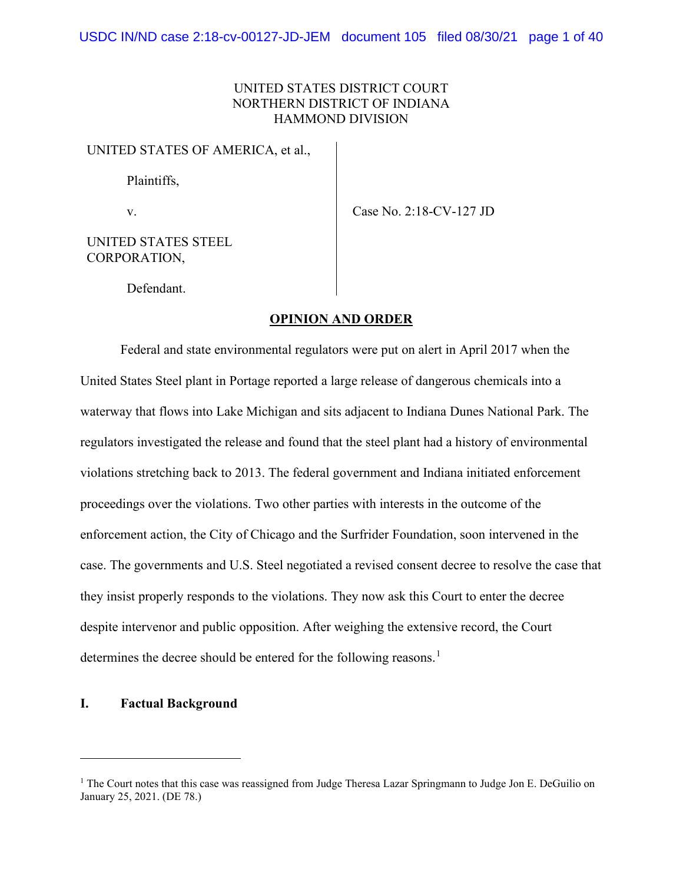UNITED STATES DISTRICT COURT
NORTHERN DISTRICT OF INDIANA
HAMMOND DIVISION

UNITED STATES OF AMERICA, et al.,

Plaintiffs,

v.

UNITED STATES STEEL CORPORATION,

Defendant.

Case No. 2:18-CV-127 JD

**OPINION AND ORDER**

Federal and state environmental regulators were put on alert in April 2017 when the United States Steel plant in Portage reported a large release of dangerous chemicals into a waterway that flows into Lake Michigan and sits adjacent to Indiana Dunes National Park. The regulators investigated the release and found that the steel plant had a history of environmental violations stretching back to 2013. The federal government and Indiana initiated enforcement proceedings over the violations. Two other parties with interests in the outcome of the enforcement action, the City of Chicago and the Surfrider Foundation, soon intervened in the case. The governments and U.S. Steel negotiated a revised consent decree to resolve the case that they insist properly responds to the violations. They now ask this Court to enter the decree despite intervenor and public opposition. After weighing the extensive record, the Court determines the decree should be entered for the following reasons.[1]

## I. Factual Background

[1] The Court notes that this case was reassigned from Judge Theresa Lazar Springmann to Judge Jon E. DeGuilio on January 25, 2021. (DE 78.)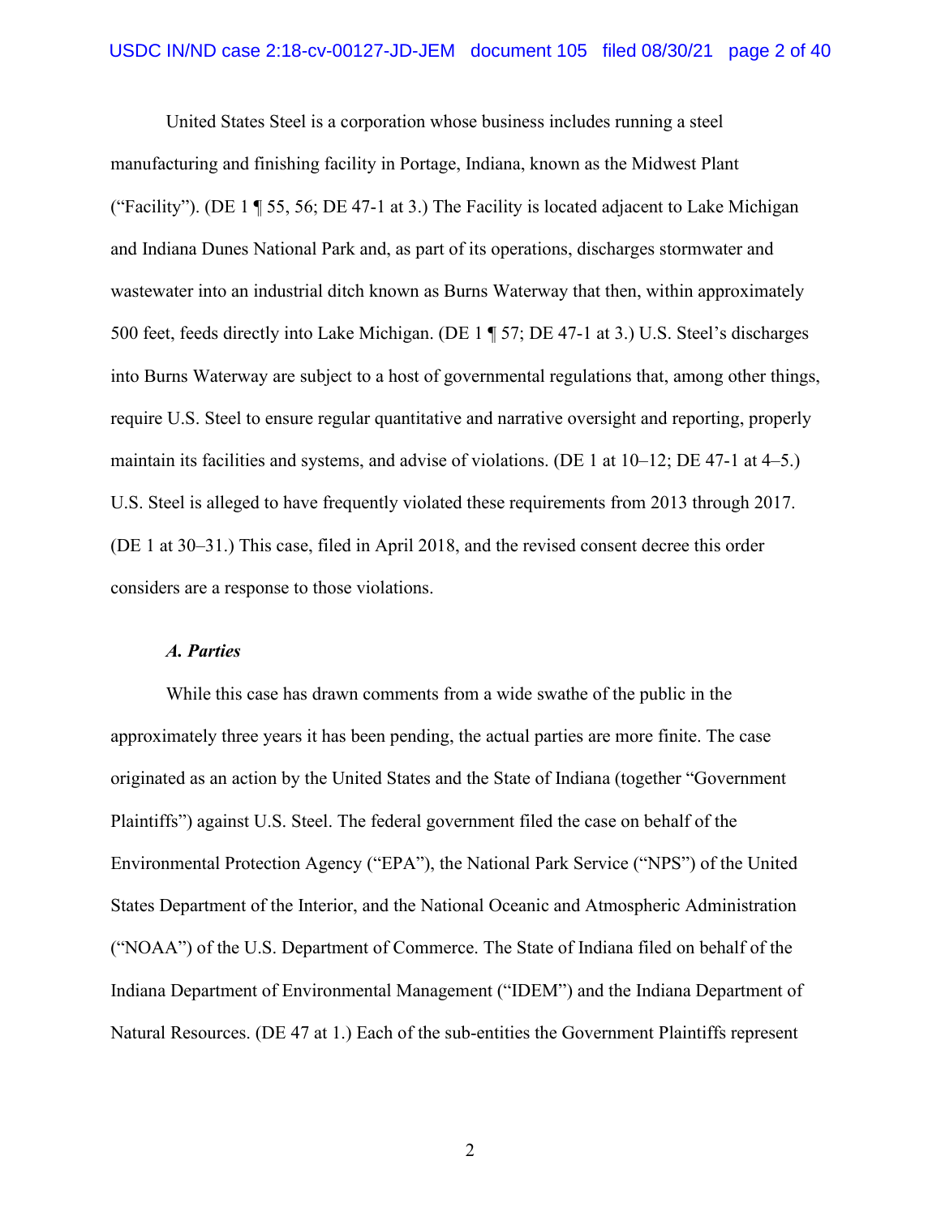United States Steel is a corporation whose business includes running a steel manufacturing and finishing facility in Portage, Indiana, known as the Midwest Plant ("Facility"). (DE 1 ¶ 55, 56; DE 47-1 at 3.) The Facility is located adjacent to Lake Michigan and Indiana Dunes National Park and, as part of its operations, discharges stormwater and wastewater into an industrial ditch known as Burns Waterway that then, within approximately 500 feet, feeds directly into Lake Michigan. (DE 1 ¶ 57; DE 47-1 at 3.) U.S. Steel's discharges into Burns Waterway are subject to a host of governmental regulations that, among other things, require U.S. Steel to ensure regular quantitative and narrative oversight and reporting, properly maintain its facilities and systems, and advise of violations. (DE 1 at 10–12; DE 47-1 at 4–5.) U.S. Steel is alleged to have frequently violated these requirements from 2013 through 2017. (DE 1 at 30–31.) This case, filed in April 2018, and the revised consent decree this order considers are a response to those violations.

### *A. Parties*

While this case has drawn comments from a wide swathe of the public in the approximately three years it has been pending, the actual parties are more finite. The case originated as an action by the United States and the State of Indiana (together "Government Plaintiffs") against U.S. Steel. The federal government filed the case on behalf of the Environmental Protection Agency ("EPA"), the National Park Service ("NPS") of the United States Department of the Interior, and the National Oceanic and Atmospheric Administration ("NOAA") of the U.S. Department of Commerce. The State of Indiana filed on behalf of the Indiana Department of Environmental Management ("IDEM") and the Indiana Department of Natural Resources. (DE 47 at 1.) Each of the sub-entities the Government Plaintiffs represent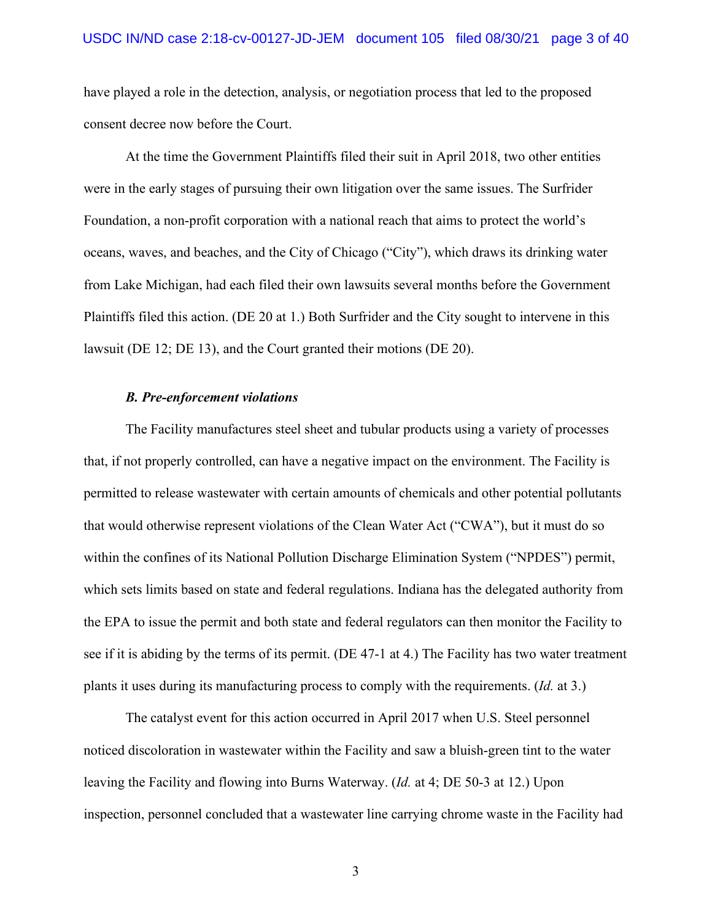have played a role in the detection, analysis, or negotiation process that led to the proposed consent decree now before the Court.

At the time the Government Plaintiffs filed their suit in April 2018, two other entities were in the early stages of pursuing their own litigation over the same issues. The Surfrider Foundation, a non-profit corporation with a national reach that aims to protect the world's oceans, waves, and beaches, and the City of Chicago ("City"), which draws its drinking water from Lake Michigan, had each filed their own lawsuits several months before the Government Plaintiffs filed this action. (DE 20 at 1.) Both Surfrider and the City sought to intervene in this lawsuit (DE 12; DE 13), and the Court granted their motions (DE 20).

***B. Pre-enforcement violations***

The Facility manufactures steel sheet and tubular products using a variety of processes that, if not properly controlled, can have a negative impact on the environment. The Facility is permitted to release wastewater with certain amounts of chemicals and other potential pollutants that would otherwise represent violations of the Clean Water Act ("CWA"), but it must do so within the confines of its National Pollution Discharge Elimination System ("NPDES") permit, which sets limits based on state and federal regulations. Indiana has the delegated authority from the EPA to issue the permit and both state and federal regulators can then monitor the Facility to see if it is abiding by the terms of its permit. (DE 47-1 at 4.) The Facility has two water treatment plants it uses during its manufacturing process to comply with the requirements. (*Id.* at 3.)

The catalyst event for this action occurred in April 2017 when U.S. Steel personnel noticed discoloration in wastewater within the Facility and saw a bluish-green tint to the water leaving the Facility and flowing into Burns Waterway. (*Id.* at 4; DE 50-3 at 12.) Upon inspection, personnel concluded that a wastewater line carrying chrome waste in the Facility had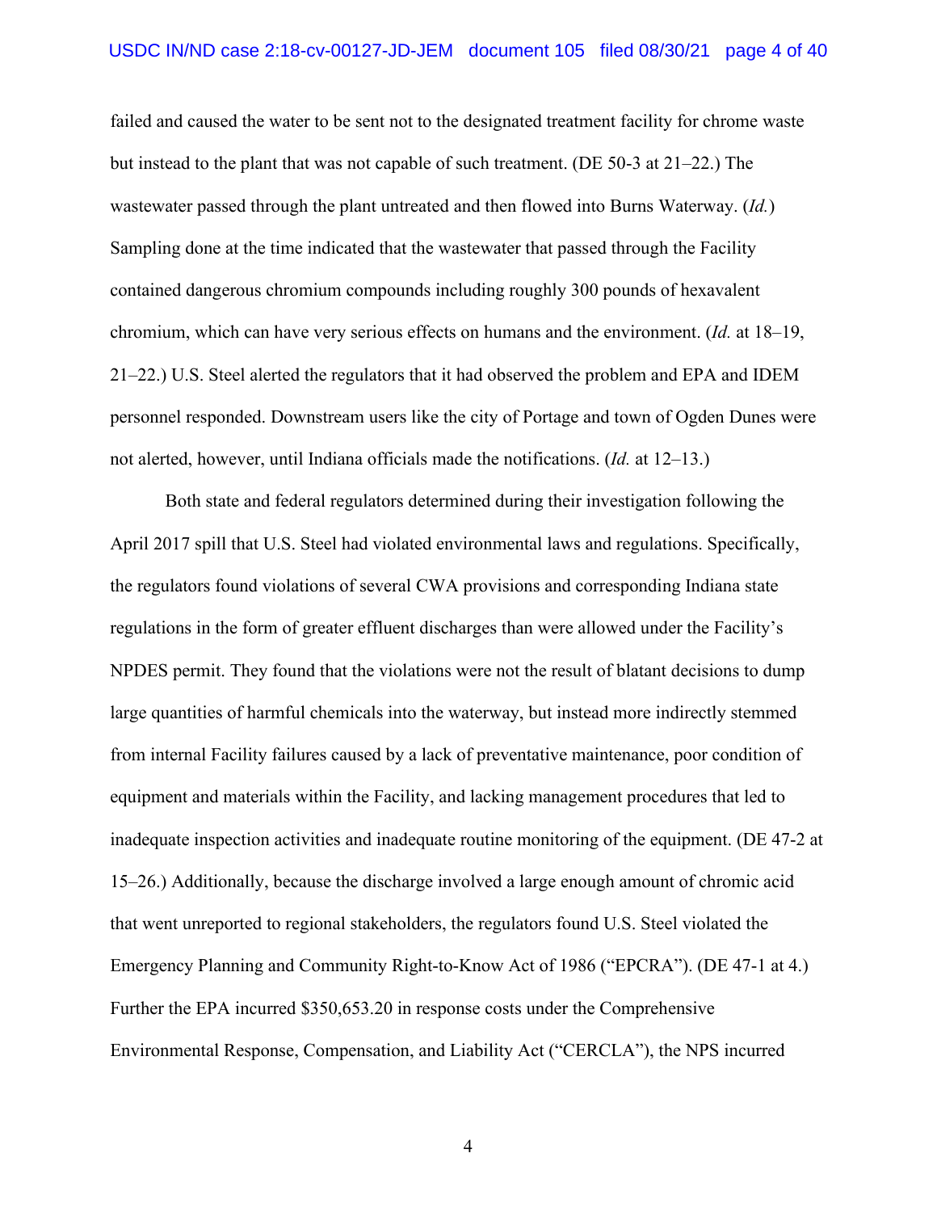failed and caused the water to be sent not to the designated treatment facility for chrome waste but instead to the plant that was not capable of such treatment. (DE 50-3 at 21–22.) The wastewater passed through the plant untreated and then flowed into Burns Waterway. (*Id.*) Sampling done at the time indicated that the wastewater that passed through the Facility contained dangerous chromium compounds including roughly 300 pounds of hexavalent chromium, which can have very serious effects on humans and the environment. (*Id.* at 18–19, 21–22.) U.S. Steel alerted the regulators that it had observed the problem and EPA and IDEM personnel responded. Downstream users like the city of Portage and town of Ogden Dunes were not alerted, however, until Indiana officials made the notifications. (*Id.* at 12–13.)

Both state and federal regulators determined during their investigation following the April 2017 spill that U.S. Steel had violated environmental laws and regulations. Specifically, the regulators found violations of several CWA provisions and corresponding Indiana state regulations in the form of greater effluent discharges than were allowed under the Facility's NPDES permit. They found that the violations were not the result of blatant decisions to dump large quantities of harmful chemicals into the waterway, but instead more indirectly stemmed from internal Facility failures caused by a lack of preventative maintenance, poor condition of equipment and materials within the Facility, and lacking management procedures that led to inadequate inspection activities and inadequate routine monitoring of the equipment. (DE 47-2 at 15–26.) Additionally, because the discharge involved a large enough amount of chromic acid that went unreported to regional stakeholders, the regulators found U.S. Steel violated the Emergency Planning and Community Right-to-Know Act of 1986 ("EPCRA"). (DE 47-1 at 4.) Further the EPA incurred $350,653.20 in response costs under the Comprehensive Environmental Response, Compensation, and Liability Act ("CERCLA"), the NPS incurred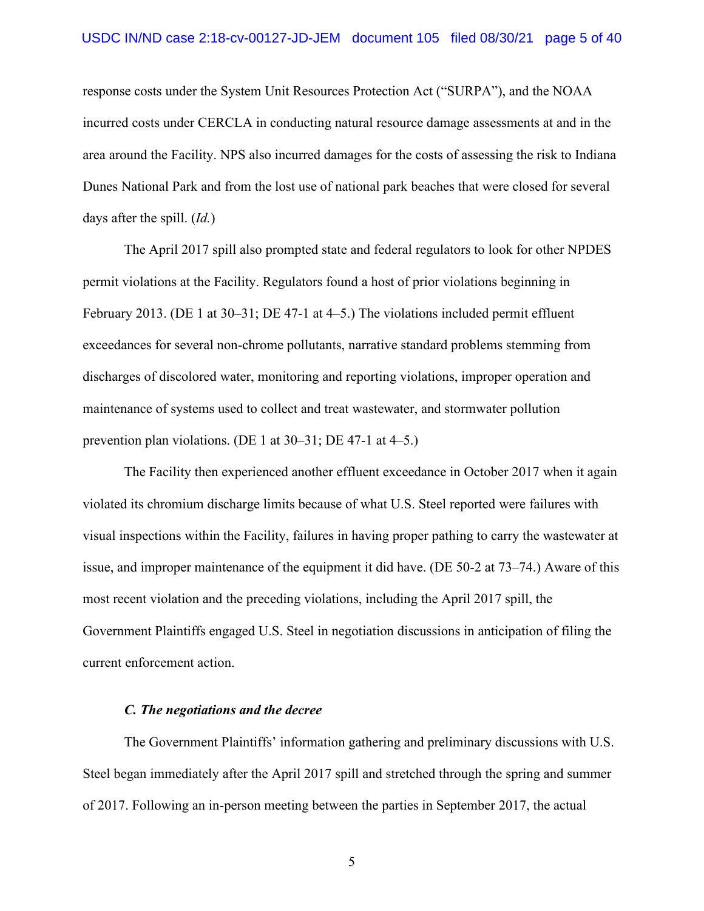response costs under the System Unit Resources Protection Act ("SURPA"), and the NOAA incurred costs under CERCLA in conducting natural resource damage assessments at and in the area around the Facility. NPS also incurred damages for the costs of assessing the risk to Indiana Dunes National Park and from the lost use of national park beaches that were closed for several days after the spill. (*Id.*)

The April 2017 spill also prompted state and federal regulators to look for other NPDES permit violations at the Facility. Regulators found a host of prior violations beginning in February 2013. (DE 1 at 30–31; DE 47-1 at 4–5.) The violations included permit effluent exceedances for several non-chrome pollutants, narrative standard problems stemming from discharges of discolored water, monitoring and reporting violations, improper operation and maintenance of systems used to collect and treat wastewater, and stormwater pollution prevention plan violations. (DE 1 at 30–31; DE 47-1 at 4–5.)

The Facility then experienced another effluent exceedance in October 2017 when it again violated its chromium discharge limits because of what U.S. Steel reported were failures with visual inspections within the Facility, failures in having proper pathing to carry the wastewater at issue, and improper maintenance of the equipment it did have. (DE 50-2 at 73–74.) Aware of this most recent violation and the preceding violations, including the April 2017 spill, the Government Plaintiffs engaged U.S. Steel in negotiation discussions in anticipation of filing the current enforcement action.

### *C. The negotiations and the decree*

The Government Plaintiffs' information gathering and preliminary discussions with U.S. Steel began immediately after the April 2017 spill and stretched through the spring and summer of 2017. Following an in-person meeting between the parties in September 2017, the actual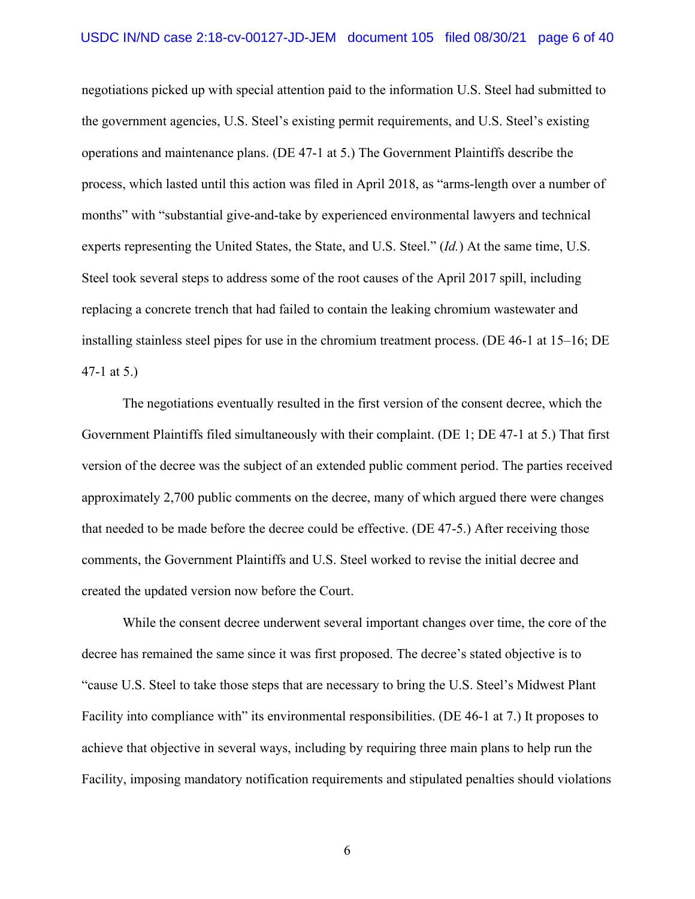negotiations picked up with special attention paid to the information U.S. Steel had submitted to the government agencies, U.S. Steel's existing permit requirements, and U.S. Steel's existing operations and maintenance plans. (DE 47-1 at 5.) The Government Plaintiffs describe the process, which lasted until this action was filed in April 2018, as "arms-length over a number of months" with "substantial give-and-take by experienced environmental lawyers and technical experts representing the United States, the State, and U.S. Steel." (*Id.*) At the same time, U.S. Steel took several steps to address some of the root causes of the April 2017 spill, including replacing a concrete trench that had failed to contain the leaking chromium wastewater and installing stainless steel pipes for use in the chromium treatment process. (DE 46-1 at 15–16; DE 47-1 at 5.)

The negotiations eventually resulted in the first version of the consent decree, which the Government Plaintiffs filed simultaneously with their complaint. (DE 1; DE 47-1 at 5.) That first version of the decree was the subject of an extended public comment period. The parties received approximately 2,700 public comments on the decree, many of which argued there were changes that needed to be made before the decree could be effective. (DE 47-5.) After receiving those comments, the Government Plaintiffs and U.S. Steel worked to revise the initial decree and created the updated version now before the Court.

While the consent decree underwent several important changes over time, the core of the decree has remained the same since it was first proposed. The decree's stated objective is to "cause U.S. Steel to take those steps that are necessary to bring the U.S. Steel's Midwest Plant Facility into compliance with" its environmental responsibilities. (DE 46-1 at 7.) It proposes to achieve that objective in several ways, including by requiring three main plans to help run the Facility, imposing mandatory notification requirements and stipulated penalties should violations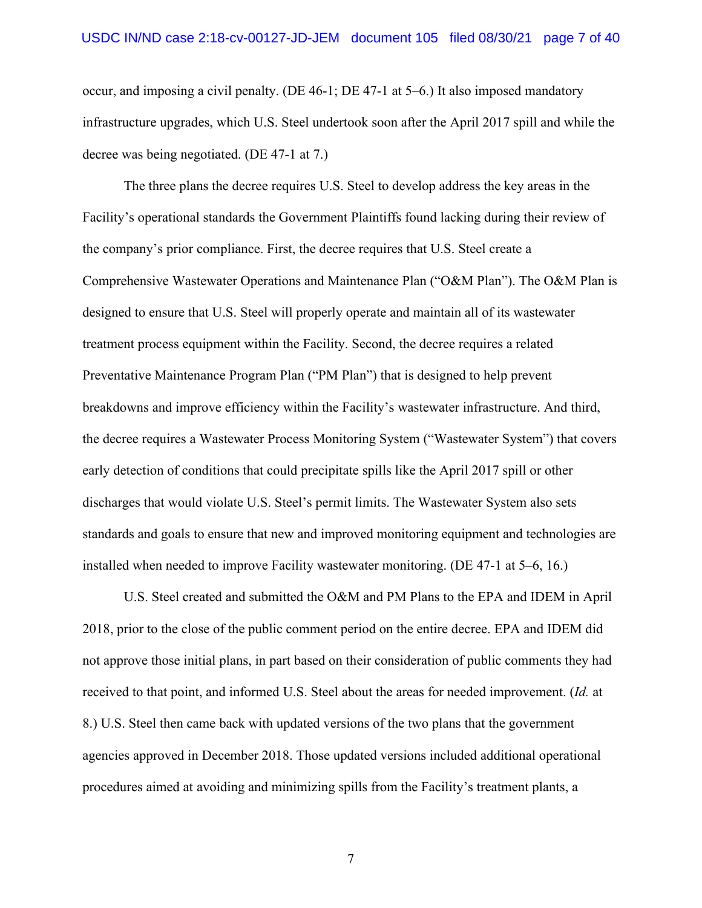occur, and imposing a civil penalty. (DE 46-1; DE 47-1 at 5–6.) It also imposed mandatory infrastructure upgrades, which U.S. Steel undertook soon after the April 2017 spill and while the decree was being negotiated. (DE 47-1 at 7.)

The three plans the decree requires U.S. Steel to develop address the key areas in the Facility's operational standards the Government Plaintiffs found lacking during their review of the company's prior compliance. First, the decree requires that U.S. Steel create a Comprehensive Wastewater Operations and Maintenance Plan ("O&M Plan"). The O&M Plan is designed to ensure that U.S. Steel will properly operate and maintain all of its wastewater treatment process equipment within the Facility. Second, the decree requires a related Preventative Maintenance Program Plan ("PM Plan") that is designed to help prevent breakdowns and improve efficiency within the Facility's wastewater infrastructure. And third, the decree requires a Wastewater Process Monitoring System ("Wastewater System") that covers early detection of conditions that could precipitate spills like the April 2017 spill or other discharges that would violate U.S. Steel's permit limits. The Wastewater System also sets standards and goals to ensure that new and improved monitoring equipment and technologies are installed when needed to improve Facility wastewater monitoring. (DE 47-1 at 5–6, 16.)

U.S. Steel created and submitted the O&M and PM Plans to the EPA and IDEM in April 2018, prior to the close of the public comment period on the entire decree. EPA and IDEM did not approve those initial plans, in part based on their consideration of public comments they had received to that point, and informed U.S. Steel about the areas for needed improvement. (*Id.* at 8.) U.S. Steel then came back with updated versions of the two plans that the government agencies approved in December 2018. Those updated versions included additional operational procedures aimed at avoiding and minimizing spills from the Facility's treatment plants, a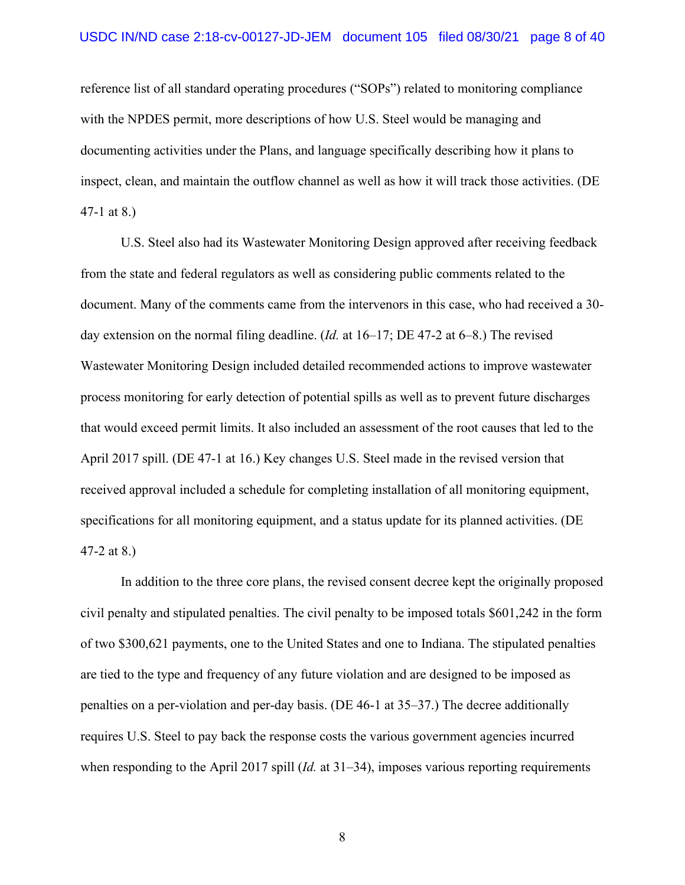reference list of all standard operating procedures ("SOPs") related to monitoring compliance with the NPDES permit, more descriptions of how U.S. Steel would be managing and documenting activities under the Plans, and language specifically describing how it plans to inspect, clean, and maintain the outflow channel as well as how it will track those activities. (DE 47-1 at 8.)

U.S. Steel also had its Wastewater Monitoring Design approved after receiving feedback from the state and federal regulators as well as considering public comments related to the document. Many of the comments came from the intervenors in this case, who had received a 30-day extension on the normal filing deadline. (*Id.* at 16–17; DE 47-2 at 6–8.) The revised Wastewater Monitoring Design included detailed recommended actions to improve wastewater process monitoring for early detection of potential spills as well as to prevent future discharges that would exceed permit limits. It also included an assessment of the root causes that led to the April 2017 spill. (DE 47-1 at 16.) Key changes U.S. Steel made in the revised version that received approval included a schedule for completing installation of all monitoring equipment, specifications for all monitoring equipment, and a status update for its planned activities. (DE 47-2 at 8.)

In addition to the three core plans, the revised consent decree kept the originally proposed civil penalty and stipulated penalties. The civil penalty to be imposed totals $601,242 in the form of two $300,621 payments, one to the United States and one to Indiana. The stipulated penalties are tied to the type and frequency of any future violation and are designed to be imposed as penalties on a per-violation and per-day basis. (DE 46-1 at 35–37.) The decree additionally requires U.S. Steel to pay back the response costs the various government agencies incurred when responding to the April 2017 spill (*Id.* at 31–34), imposes various reporting requirements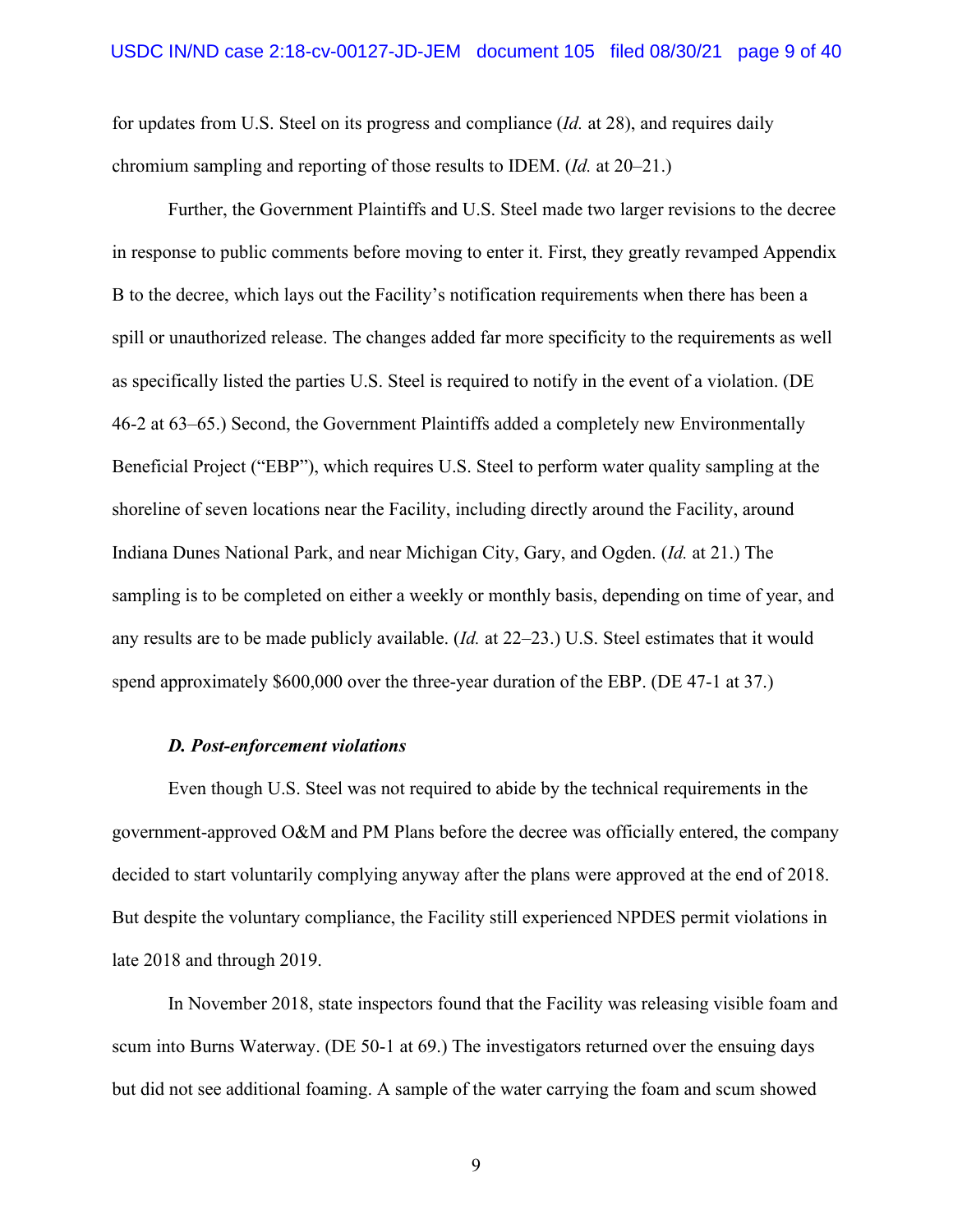for updates from U.S. Steel on its progress and compliance (*Id.* at 28), and requires daily chromium sampling and reporting of those results to IDEM. (*Id.* at 20–21.)

Further, the Government Plaintiffs and U.S. Steel made two larger revisions to the decree in response to public comments before moving to enter it. First, they greatly revamped Appendix B to the decree, which lays out the Facility's notification requirements when there has been a spill or unauthorized release. The changes added far more specificity to the requirements as well as specifically listed the parties U.S. Steel is required to notify in the event of a violation. (DE 46-2 at 63–65.) Second, the Government Plaintiffs added a completely new Environmentally Beneficial Project ("EBP"), which requires U.S. Steel to perform water quality sampling at the shoreline of seven locations near the Facility, including directly around the Facility, around Indiana Dunes National Park, and near Michigan City, Gary, and Ogden. (*Id.* at 21.) The sampling is to be completed on either a weekly or monthly basis, depending on time of year, and any results are to be made publicly available. (*Id.* at 22–23.) U.S. Steel estimates that it would spend approximately $600,000 over the three-year duration of the EBP. (DE 47-1 at 37.)

### *D. Post-enforcement violations*

Even though U.S. Steel was not required to abide by the technical requirements in the government-approved O&M and PM Plans before the decree was officially entered, the company decided to start voluntarily complying anyway after the plans were approved at the end of 2018. But despite the voluntary compliance, the Facility still experienced NPDES permit violations in late 2018 and through 2019.

In November 2018, state inspectors found that the Facility was releasing visible foam and scum into Burns Waterway. (DE 50-1 at 69.) The investigators returned over the ensuing days but did not see additional foaming. A sample of the water carrying the foam and scum showed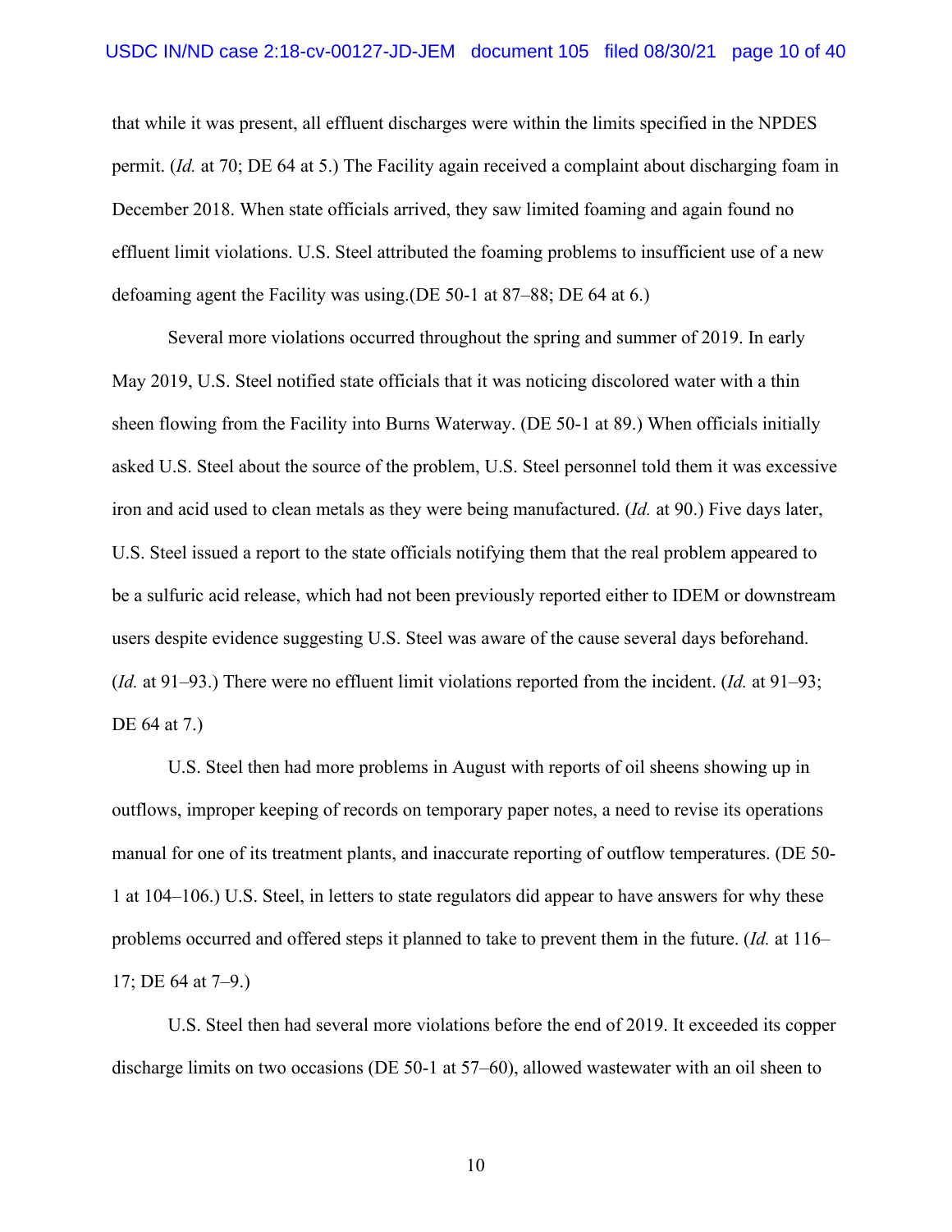that while it was present, all effluent discharges were within the limits specified in the NPDES permit. (*Id.* at 70; DE 64 at 5.) The Facility again received a complaint about discharging foam in December 2018. When state officials arrived, they saw limited foaming and again found no effluent limit violations. U.S. Steel attributed the foaming problems to insufficient use of a new defoaming agent the Facility was using.(DE 50-1 at 87–88; DE 64 at 6.)

Several more violations occurred throughout the spring and summer of 2019. In early May 2019, U.S. Steel notified state officials that it was noticing discolored water with a thin sheen flowing from the Facility into Burns Waterway. (DE 50-1 at 89.) When officials initially asked U.S. Steel about the source of the problem, U.S. Steel personnel told them it was excessive iron and acid used to clean metals as they were being manufactured. (*Id.* at 90.) Five days later, U.S. Steel issued a report to the state officials notifying them that the real problem appeared to be a sulfuric acid release, which had not been previously reported either to IDEM or downstream users despite evidence suggesting U.S. Steel was aware of the cause several days beforehand. (*Id.* at 91–93.) There were no effluent limit violations reported from the incident. (*Id.* at 91–93; DE 64 at 7.)

U.S. Steel then had more problems in August with reports of oil sheens showing up in outflows, improper keeping of records on temporary paper notes, a need to revise its operations manual for one of its treatment plants, and inaccurate reporting of outflow temperatures. (DE 50-1 at 104–106.) U.S. Steel, in letters to state regulators did appear to have answers for why these problems occurred and offered steps it planned to take to prevent them in the future. (*Id.* at 116–17; DE 64 at 7–9.)

U.S. Steel then had several more violations before the end of 2019. It exceeded its copper discharge limits on two occasions (DE 50-1 at 57–60), allowed wastewater with an oil sheen to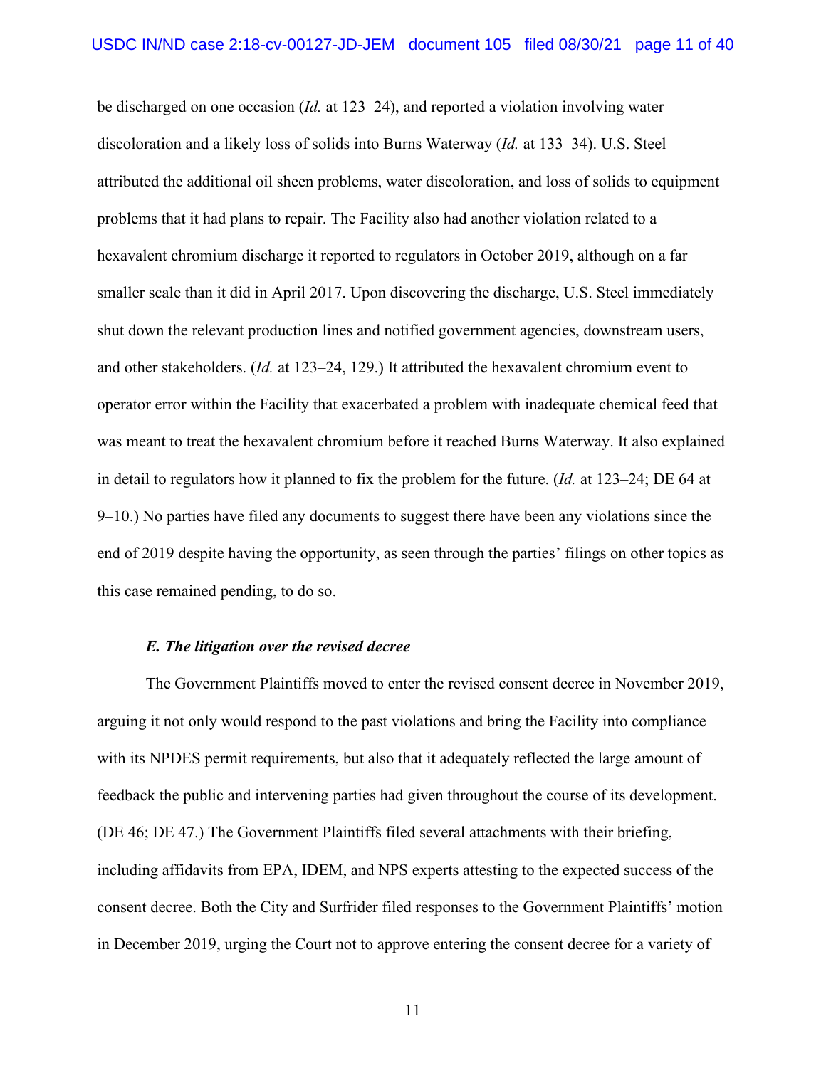be discharged on one occasion (*Id.* at 123–24), and reported a violation involving water discoloration and a likely loss of solids into Burns Waterway (*Id.* at 133–34). U.S. Steel attributed the additional oil sheen problems, water discoloration, and loss of solids to equipment problems that it had plans to repair. The Facility also had another violation related to a hexavalent chromium discharge it reported to regulators in October 2019, although on a far smaller scale than it did in April 2017. Upon discovering the discharge, U.S. Steel immediately shut down the relevant production lines and notified government agencies, downstream users, and other stakeholders. (*Id.* at 123–24, 129.) It attributed the hexavalent chromium event to operator error within the Facility that exacerbated a problem with inadequate chemical feed that was meant to treat the hexavalent chromium before it reached Burns Waterway. It also explained in detail to regulators how it planned to fix the problem for the future. (*Id.* at 123–24; DE 64 at 9–10.) No parties have filed any documents to suggest there have been any violations since the end of 2019 despite having the opportunity, as seen through the parties' filings on other topics as this case remained pending, to do so.

***E. The litigation over the revised decree***

The Government Plaintiffs moved to enter the revised consent decree in November 2019, arguing it not only would respond to the past violations and bring the Facility into compliance with its NPDES permit requirements, but also that it adequately reflected the large amount of feedback the public and intervening parties had given throughout the course of its development. (DE 46; DE 47.) The Government Plaintiffs filed several attachments with their briefing, including affidavits from EPA, IDEM, and NPS experts attesting to the expected success of the consent decree. Both the City and Surfrider filed responses to the Government Plaintiffs' motion in December 2019, urging the Court not to approve entering the consent decree for a variety of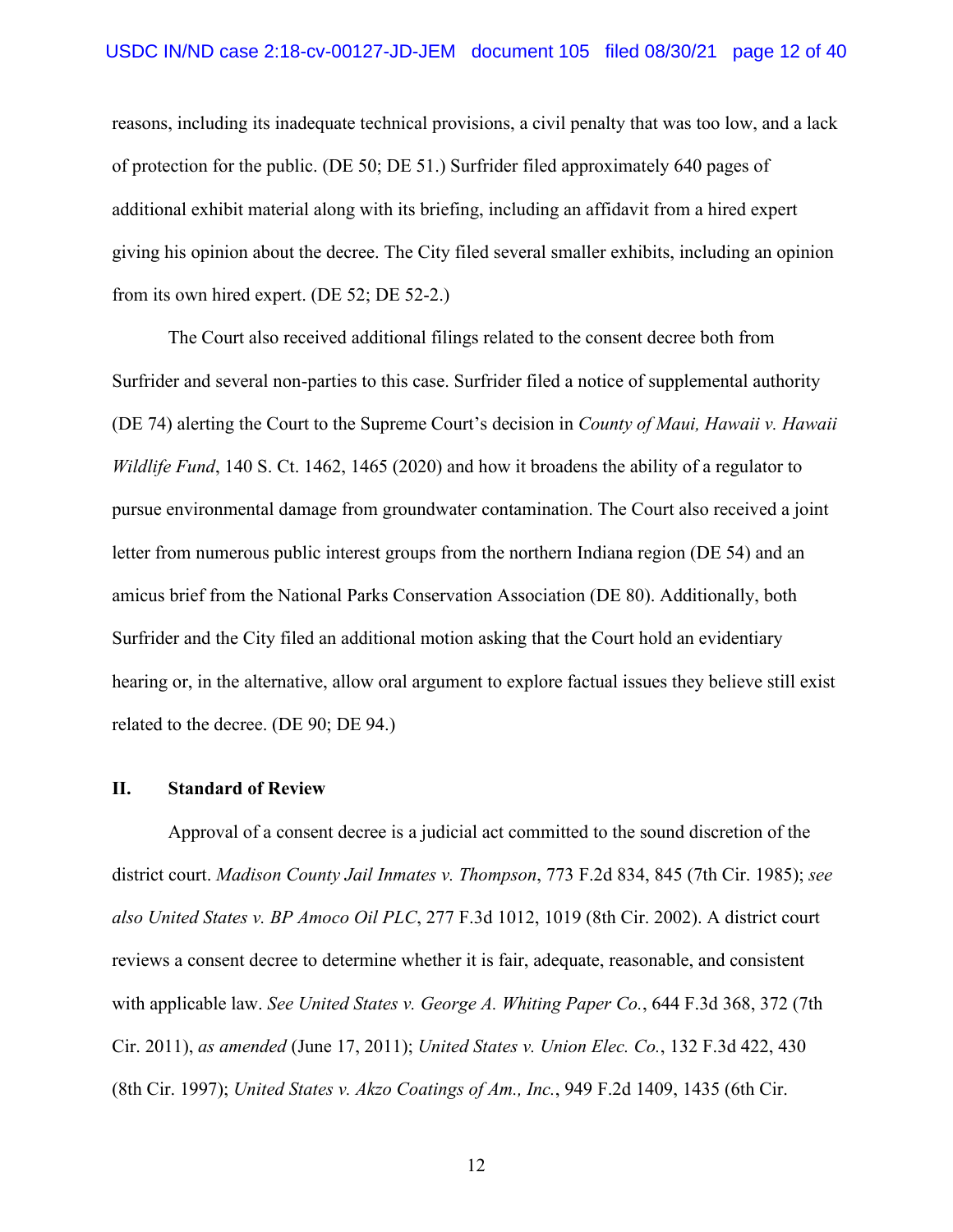reasons, including its inadequate technical provisions, a civil penalty that was too low, and a lack of protection for the public. (DE 50; DE 51.) Surfrider filed approximately 640 pages of additional exhibit material along with its briefing, including an affidavit from a hired expert giving his opinion about the decree. The City filed several smaller exhibits, including an opinion from its own hired expert. (DE 52; DE 52-2.)

The Court also received additional filings related to the consent decree both from Surfrider and several non-parties to this case. Surfrider filed a notice of supplemental authority (DE 74) alerting the Court to the Supreme Court's decision in *County of Maui, Hawaii v. Hawaii Wildlife Fund*, 140 S. Ct. 1462, 1465 (2020) and how it broadens the ability of a regulator to pursue environmental damage from groundwater contamination. The Court also received a joint letter from numerous public interest groups from the northern Indiana region (DE 54) and an amicus brief from the National Parks Conservation Association (DE 80). Additionally, both Surfrider and the City filed an additional motion asking that the Court hold an evidentiary hearing or, in the alternative, allow oral argument to explore factual issues they believe still exist related to the decree. (DE 90; DE 94.)

## II. Standard of Review

Approval of a consent decree is a judicial act committed to the sound discretion of the district court. *Madison County Jail Inmates v. Thompson*, 773 F.2d 834, 845 (7th Cir. 1985); *see also United States v. BP Amoco Oil PLC*, 277 F.3d 1012, 1019 (8th Cir. 2002). A district court reviews a consent decree to determine whether it is fair, adequate, reasonable, and consistent with applicable law. *See United States v. George A. Whiting Paper Co.*, 644 F.3d 368, 372 (7th Cir. 2011), *as amended* (June 17, 2011); *United States v. Union Elec. Co.*, 132 F.3d 422, 430 (8th Cir. 1997); *United States v. Akzo Coatings of Am., Inc.*, 949 F.2d 1409, 1435 (6th Cir.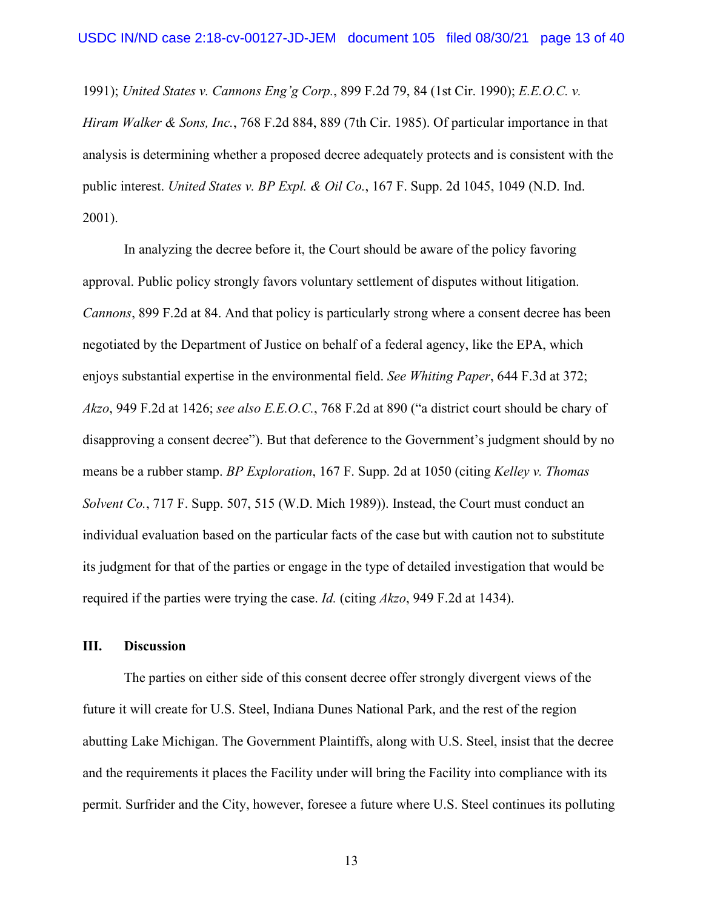1991); *United States v. Cannons Eng'g Corp.*, 899 F.2d 79, 84 (1st Cir. 1990); *E.E.O.C. v. Hiram Walker & Sons, Inc.*, 768 F.2d 884, 889 (7th Cir. 1985). Of particular importance in that analysis is determining whether a proposed decree adequately protects and is consistent with the public interest. *United States v. BP Expl. & Oil Co.*, 167 F. Supp. 2d 1045, 1049 (N.D. Ind. 2001).

In analyzing the decree before it, the Court should be aware of the policy favoring approval. Public policy strongly favors voluntary settlement of disputes without litigation. *Cannons*, 899 F.2d at 84. And that policy is particularly strong where a consent decree has been negotiated by the Department of Justice on behalf of a federal agency, like the EPA, which enjoys substantial expertise in the environmental field. *See Whiting Paper*, 644 F.3d at 372; *Akzo*, 949 F.2d at 1426; *see also E.E.O.C.*, 768 F.2d at 890 ("a district court should be chary of disapproving a consent decree"). But that deference to the Government's judgment should by no means be a rubber stamp. *BP Exploration*, 167 F. Supp. 2d at 1050 (citing *Kelley v. Thomas Solvent Co.*, 717 F. Supp. 507, 515 (W.D. Mich 1989)). Instead, the Court must conduct an individual evaluation based on the particular facts of the case but with caution not to substitute its judgment for that of the parties or engage in the type of detailed investigation that would be required if the parties were trying the case. *Id.* (citing *Akzo*, 949 F.2d at 1434).

## III. Discussion

The parties on either side of this consent decree offer strongly divergent views of the future it will create for U.S. Steel, Indiana Dunes National Park, and the rest of the region abutting Lake Michigan. The Government Plaintiffs, along with U.S. Steel, insist that the decree and the requirements it places the Facility under will bring the Facility into compliance with its permit. Surfrider and the City, however, foresee a future where U.S. Steel continues its polluting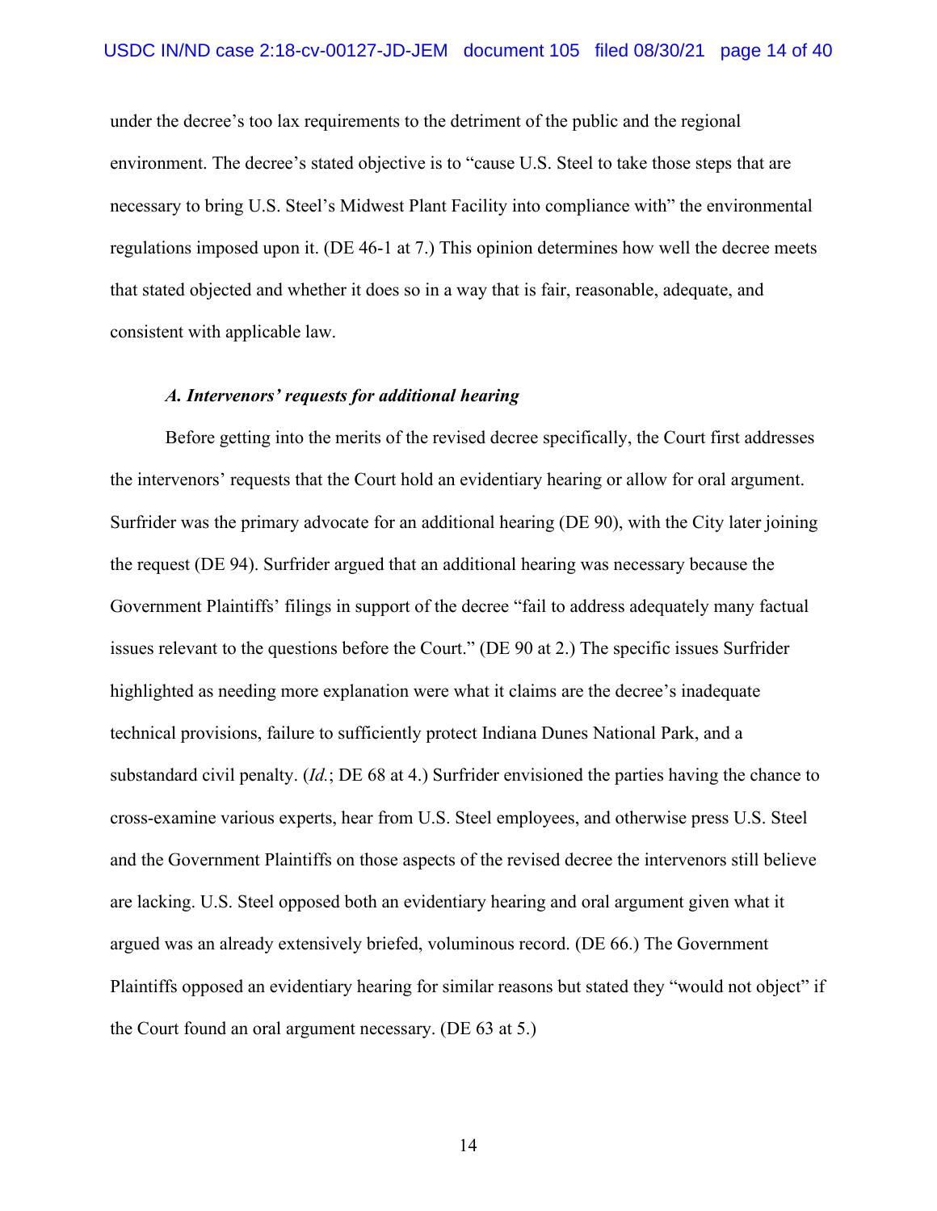under the decree's too lax requirements to the detriment of the public and the regional environment. The decree's stated objective is to "cause U.S. Steel to take those steps that are necessary to bring U.S. Steel's Midwest Plant Facility into compliance with" the environmental regulations imposed upon it. (DE 46-1 at 7.) This opinion determines how well the decree meets that stated objected and whether it does so in a way that is fair, reasonable, adequate, and consistent with applicable law.

### *A. Intervenors' requests for additional hearing*

Before getting into the merits of the revised decree specifically, the Court first addresses the intervenors' requests that the Court hold an evidentiary hearing or allow for oral argument. Surfrider was the primary advocate for an additional hearing (DE 90), with the City later joining the request (DE 94). Surfrider argued that an additional hearing was necessary because the Government Plaintiffs' filings in support of the decree "fail to address adequately many factual issues relevant to the questions before the Court." (DE 90 at 2.) The specific issues Surfrider highlighted as needing more explanation were what it claims are the decree's inadequate technical provisions, failure to sufficiently protect Indiana Dunes National Park, and a substandard civil penalty. (*Id.*; DE 68 at 4.) Surfrider envisioned the parties having the chance to cross-examine various experts, hear from U.S. Steel employees, and otherwise press U.S. Steel and the Government Plaintiffs on those aspects of the revised decree the intervenors still believe are lacking. U.S. Steel opposed both an evidentiary hearing and oral argument given what it argued was an already extensively briefed, voluminous record. (DE 66.) The Government Plaintiffs opposed an evidentiary hearing for similar reasons but stated they "would not object" if the Court found an oral argument necessary. (DE 63 at 5.)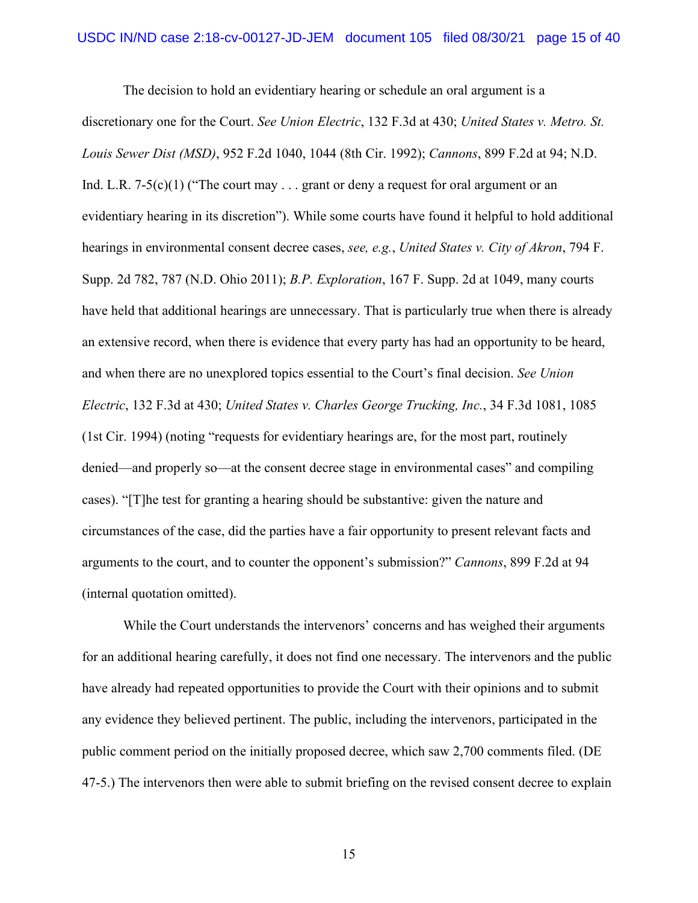The decision to hold an evidentiary hearing or schedule an oral argument is a discretionary one for the Court. *See Union Electric*, 132 F.3d at 430; *United States v. Metro. St. Louis Sewer Dist (MSD)*, 952 F.2d 1040, 1044 (8th Cir. 1992); *Cannons*, 899 F.2d at 94; N.D. Ind. L.R. 7-5(c)(1) ("The court may . . . grant or deny a request for oral argument or an evidentiary hearing in its discretion"). While some courts have found it helpful to hold additional hearings in environmental consent decree cases, *see, e.g.*, *United States v. City of Akron*, 794 F. Supp. 2d 782, 787 (N.D. Ohio 2011); *B.P. Exploration*, 167 F. Supp. 2d at 1049, many courts have held that additional hearings are unnecessary. That is particularly true when there is already an extensive record, when there is evidence that every party has had an opportunity to be heard, and when there are no unexplored topics essential to the Court's final decision. *See Union Electric*, 132 F.3d at 430; *United States v. Charles George Trucking, Inc.*, 34 F.3d 1081, 1085 (1st Cir. 1994) (noting "requests for evidentiary hearings are, for the most part, routinely denied—and properly so—at the consent decree stage in environmental cases" and compiling cases). "[T]he test for granting a hearing should be substantive: given the nature and circumstances of the case, did the parties have a fair opportunity to present relevant facts and arguments to the court, and to counter the opponent's submission?" *Cannons*, 899 F.2d at 94 (internal quotation omitted).

While the Court understands the intervenors' concerns and has weighed their arguments for an additional hearing carefully, it does not find one necessary. The intervenors and the public have already had repeated opportunities to provide the Court with their opinions and to submit any evidence they believed pertinent. The public, including the intervenors, participated in the public comment period on the initially proposed decree, which saw 2,700 comments filed. (DE 47-5.) The intervenors then were able to submit briefing on the revised consent decree to explain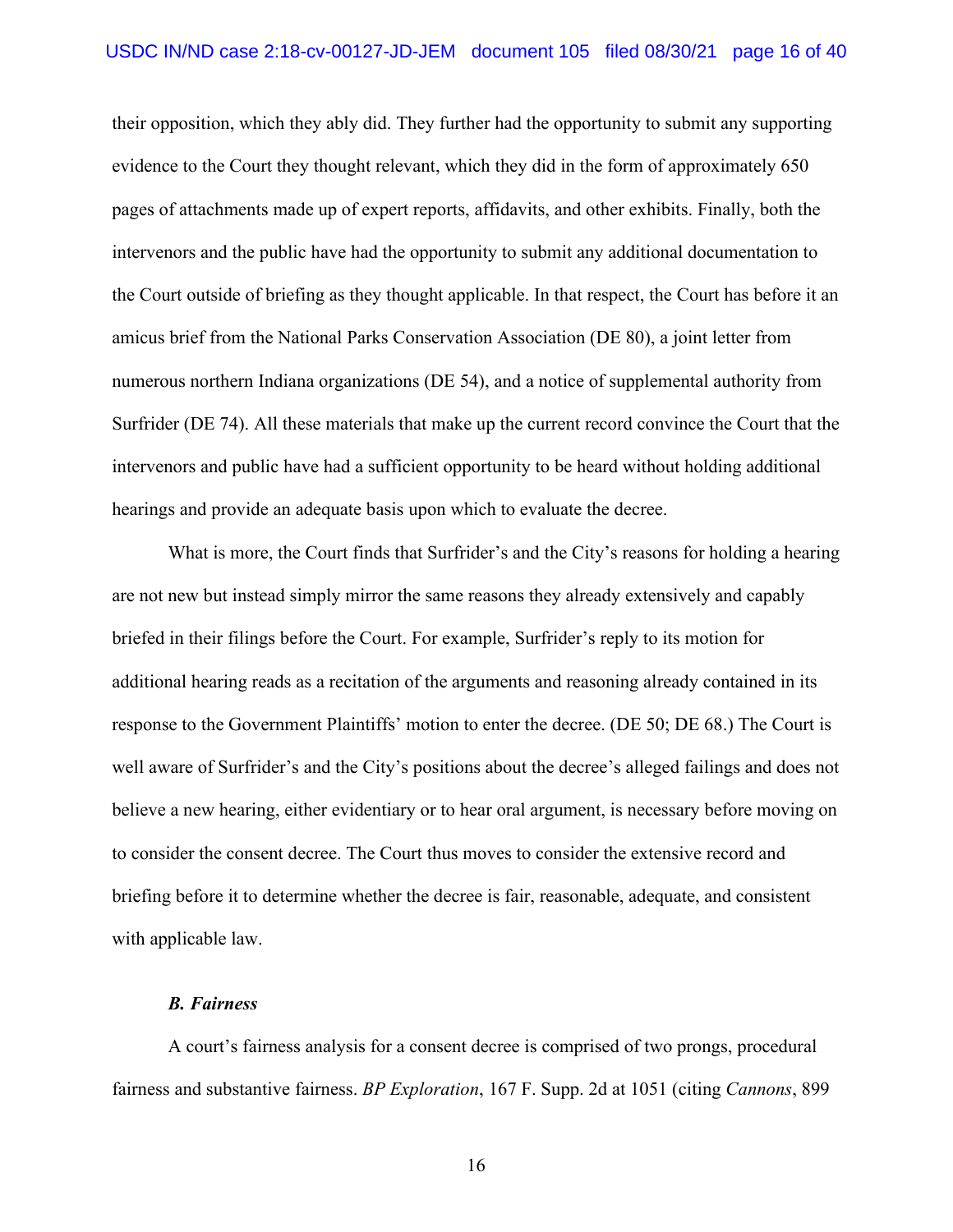their opposition, which they ably did. They further had the opportunity to submit any supporting evidence to the Court they thought relevant, which they did in the form of approximately 650 pages of attachments made up of expert reports, affidavits, and other exhibits. Finally, both the intervenors and the public have had the opportunity to submit any additional documentation to the Court outside of briefing as they thought applicable. In that respect, the Court has before it an amicus brief from the National Parks Conservation Association (DE 80), a joint letter from numerous northern Indiana organizations (DE 54), and a notice of supplemental authority from Surfrider (DE 74). All these materials that make up the current record convince the Court that the intervenors and public have had a sufficient opportunity to be heard without holding additional hearings and provide an adequate basis upon which to evaluate the decree.

What is more, the Court finds that Surfrider's and the City's reasons for holding a hearing are not new but instead simply mirror the same reasons they already extensively and capably briefed in their filings before the Court. For example, Surfrider's reply to its motion for additional hearing reads as a recitation of the arguments and reasoning already contained in its response to the Government Plaintiffs' motion to enter the decree. (DE 50; DE 68.) The Court is well aware of Surfrider's and the City's positions about the decree's alleged failings and does not believe a new hearing, either evidentiary or to hear oral argument, is necessary before moving on to consider the consent decree. The Court thus moves to consider the extensive record and briefing before it to determine whether the decree is fair, reasonable, adequate, and consistent with applicable law.

### *B. Fairness*

A court's fairness analysis for a consent decree is comprised of two prongs, procedural fairness and substantive fairness. *BP Exploration*, 167 F. Supp. 2d at 1051 (citing *Cannons*, 899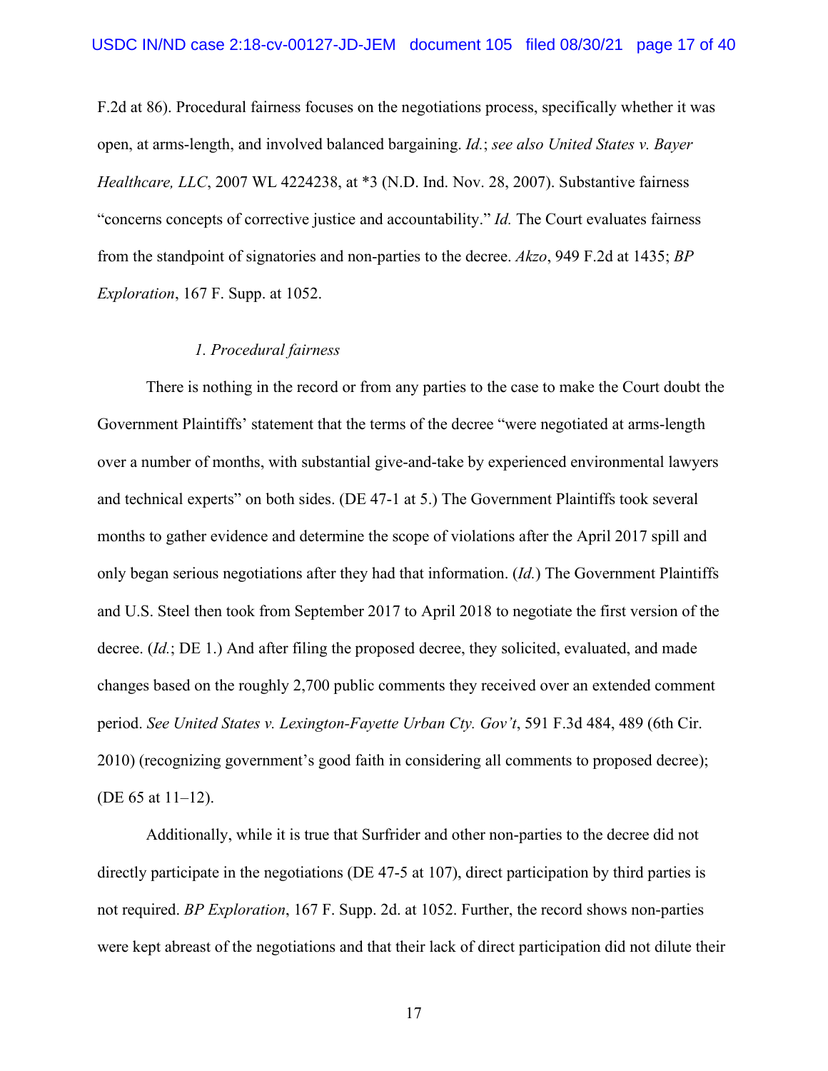F.2d at 86). Procedural fairness focuses on the negotiations process, specifically whether it was open, at arms-length, and involved balanced bargaining. *Id.*; *see also United States v. Bayer Healthcare, LLC*, 2007 WL 4224238, at *3 (N.D. Ind. Nov. 28, 2007). Substantive fairness "concerns concepts of corrective justice and accountability." *Id.* The Court evaluates fairness from the standpoint of signatories and non-parties to the decree. *Akzo*, 949 F.2d at 1435; *BP Exploration*, 167 F. Supp. at 1052.

*1. Procedural fairness*

There is nothing in the record or from any parties to the case to make the Court doubt the Government Plaintiffs' statement that the terms of the decree "were negotiated at arms-length over a number of months, with substantial give-and-take by experienced environmental lawyers and technical experts" on both sides. (DE 47-1 at 5.) The Government Plaintiffs took several months to gather evidence and determine the scope of violations after the April 2017 spill and only began serious negotiations after they had that information. (*Id.*) The Government Plaintiffs and U.S. Steel then took from September 2017 to April 2018 to negotiate the first version of the decree. (*Id.*; DE 1.) And after filing the proposed decree, they solicited, evaluated, and made changes based on the roughly 2,700 public comments they received over an extended comment period. *See United States v. Lexington-Fayette Urban Cty. Gov't*, 591 F.3d 484, 489 (6th Cir. 2010) (recognizing government's good faith in considering all comments to proposed decree); (DE 65 at 11–12).

Additionally, while it is true that Surfrider and other non-parties to the decree did not directly participate in the negotiations (DE 47-5 at 107), direct participation by third parties is not required. *BP Exploration*, 167 F. Supp. 2d. at 1052. Further, the record shows non-parties were kept abreast of the negotiations and that their lack of direct participation did not dilute their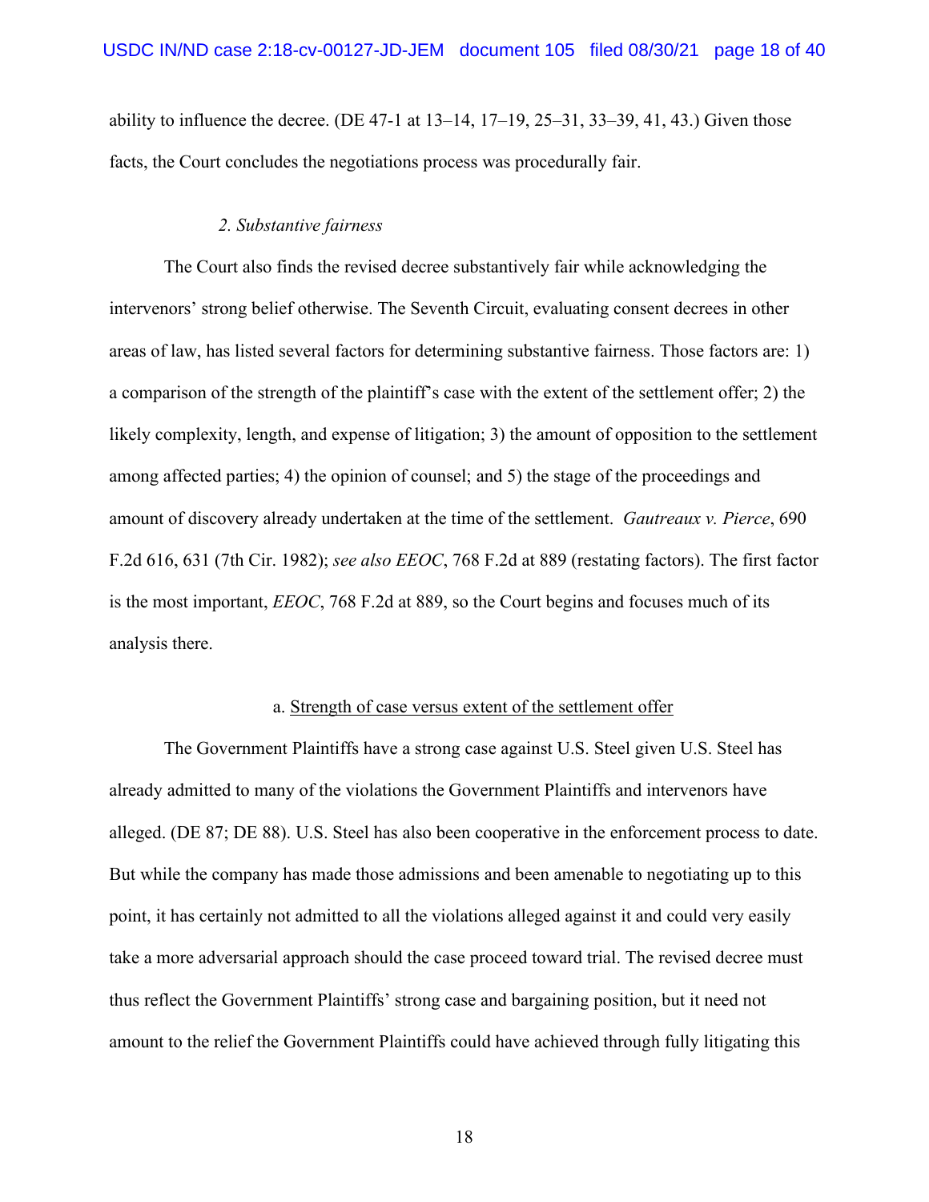ability to influence the decree. (DE 47-1 at 13–14, 17–19, 25–31, 33–39, 41, 43.) Given those facts, the Court concludes the negotiations process was procedurally fair.

### *2. Substantive fairness*

The Court also finds the revised decree substantively fair while acknowledging the intervenors' strong belief otherwise. The Seventh Circuit, evaluating consent decrees in other areas of law, has listed several factors for determining substantive fairness. Those factors are: 1) a comparison of the strength of the plaintiff's case with the extent of the settlement offer; 2) the likely complexity, length, and expense of litigation; 3) the amount of opposition to the settlement among affected parties; 4) the opinion of counsel; and 5) the stage of the proceedings and amount of discovery already undertaken at the time of the settlement. *Gautreaux v. Pierce*, 690 F.2d 616, 631 (7th Cir. 1982); *see also EEOC*, 768 F.2d at 889 (restating factors). The first factor is the most important, *EEOC*, 768 F.2d at 889, so the Court begins and focuses much of its analysis there.

#### a. Strength of case versus extent of the settlement offer

The Government Plaintiffs have a strong case against U.S. Steel given U.S. Steel has already admitted to many of the violations the Government Plaintiffs and intervenors have alleged. (DE 87; DE 88). U.S. Steel has also been cooperative in the enforcement process to date. But while the company has made those admissions and been amenable to negotiating up to this point, it has certainly not admitted to all the violations alleged against it and could very easily take a more adversarial approach should the case proceed toward trial. The revised decree must thus reflect the Government Plaintiffs' strong case and bargaining position, but it need not amount to the relief the Government Plaintiffs could have achieved through fully litigating this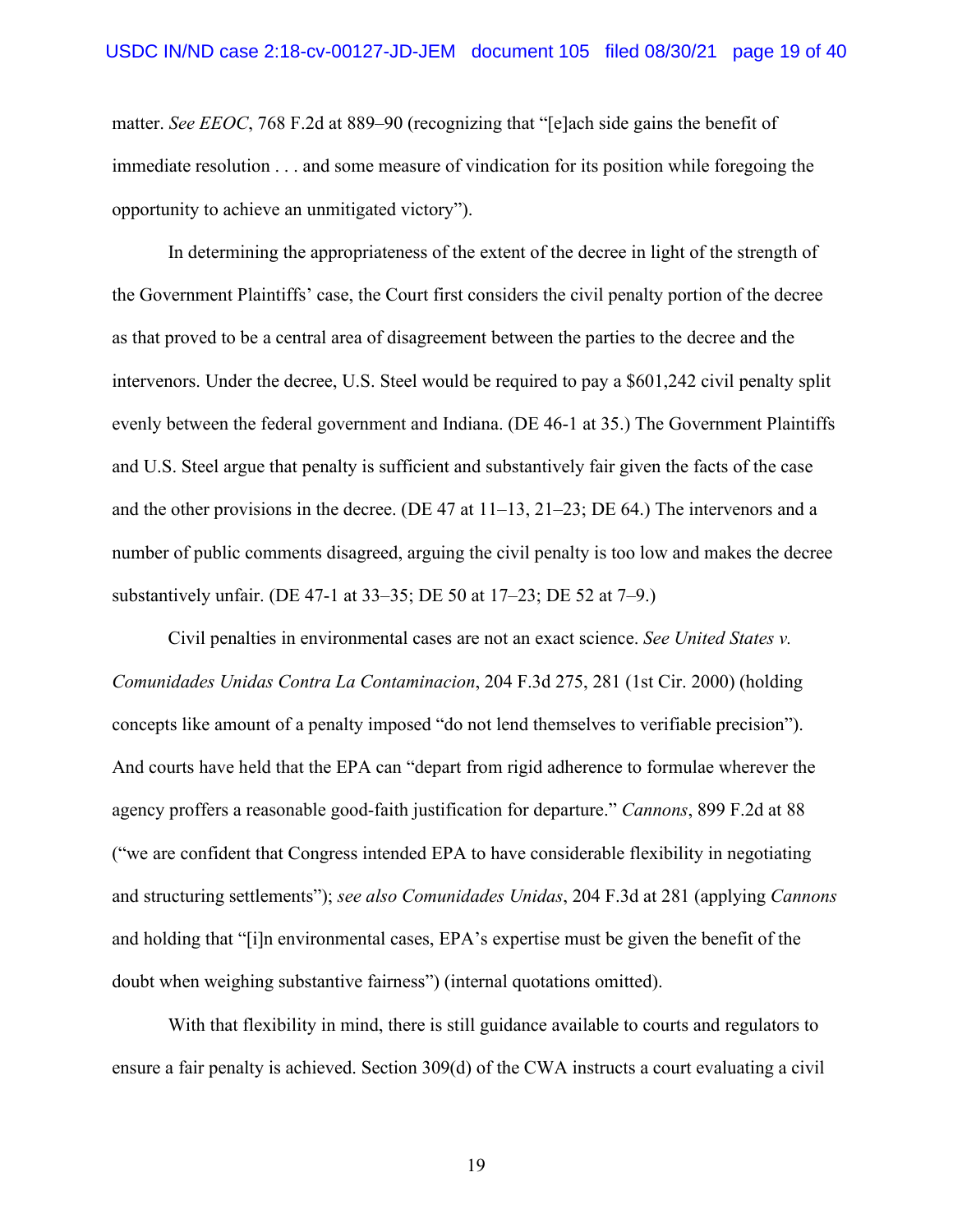matter. *See EEOC*, 768 F.2d at 889–90 (recognizing that "[e]ach side gains the benefit of immediate resolution . . . and some measure of vindication for its position while foregoing the opportunity to achieve an unmitigated victory").

In determining the appropriateness of the extent of the decree in light of the strength of the Government Plaintiffs' case, the Court first considers the civil penalty portion of the decree as that proved to be a central area of disagreement between the parties to the decree and the intervenors. Under the decree, U.S. Steel would be required to pay a $601,242 civil penalty split evenly between the federal government and Indiana. (DE 46-1 at 35.) The Government Plaintiffs and U.S. Steel argue that penalty is sufficient and substantively fair given the facts of the case and the other provisions in the decree. (DE 47 at 11–13, 21–23; DE 64.) The intervenors and a number of public comments disagreed, arguing the civil penalty is too low and makes the decree substantively unfair. (DE 47-1 at 33–35; DE 50 at 17–23; DE 52 at 7–9.)

Civil penalties in environmental cases are not an exact science. *See United States v. Comunidades Unidas Contra La Contaminacion*, 204 F.3d 275, 281 (1st Cir. 2000) (holding concepts like amount of a penalty imposed "do not lend themselves to verifiable precision"). And courts have held that the EPA can "depart from rigid adherence to formulae wherever the agency proffers a reasonable good-faith justification for departure." *Cannons*, 899 F.2d at 88 ("we are confident that Congress intended EPA to have considerable flexibility in negotiating and structuring settlements"); *see also Comunidades Unidas*, 204 F.3d at 281 (applying *Cannons* and holding that "[i]n environmental cases, EPA's expertise must be given the benefit of the doubt when weighing substantive fairness") (internal quotations omitted).

With that flexibility in mind, there is still guidance available to courts and regulators to ensure a fair penalty is achieved. Section 309(d) of the CWA instructs a court evaluating a civil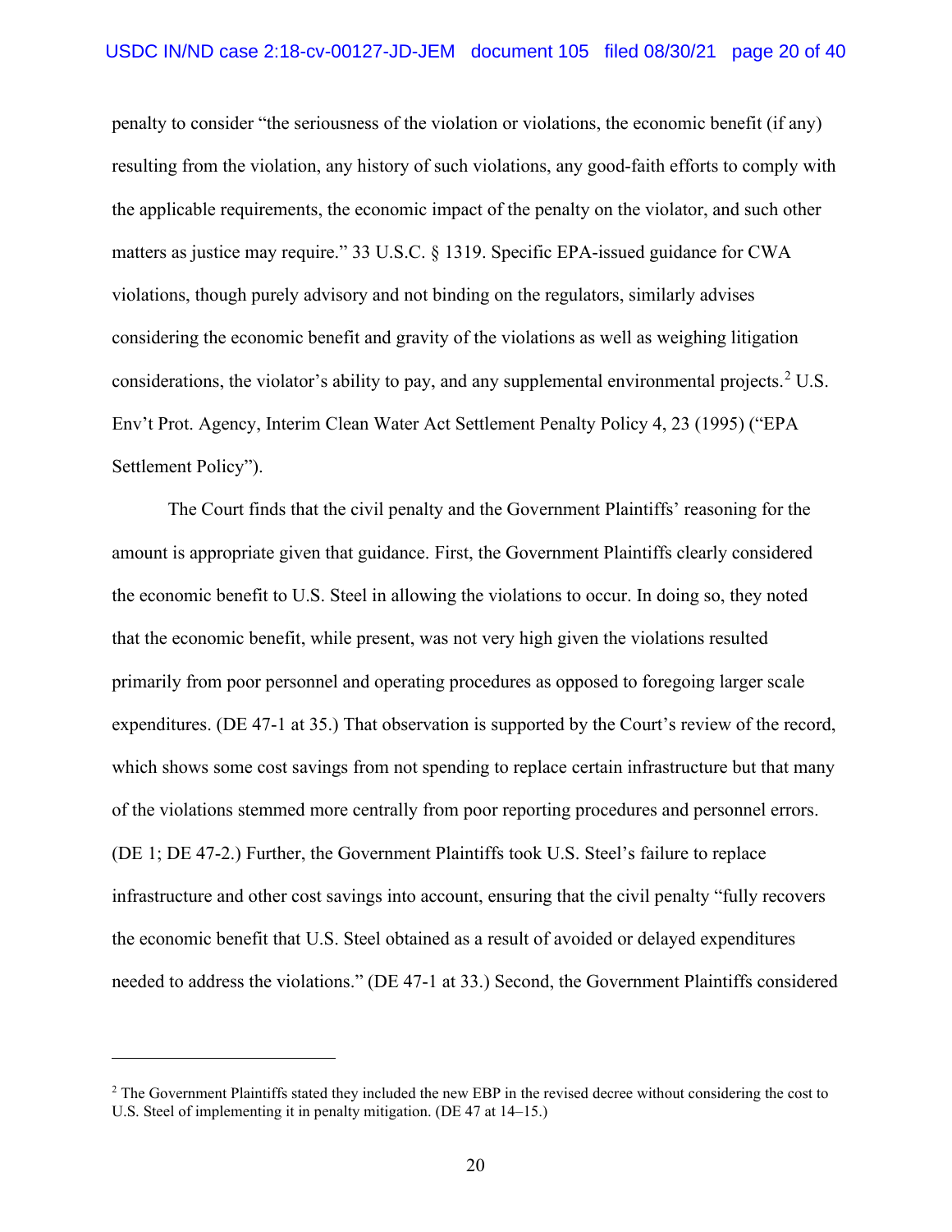penalty to consider "the seriousness of the violation or violations, the economic benefit (if any) resulting from the violation, any history of such violations, any good-faith efforts to comply with the applicable requirements, the economic impact of the penalty on the violator, and such other matters as justice may require." 33 U.S.C. § 1319. Specific EPA-issued guidance for CWA violations, though purely advisory and not binding on the regulators, similarly advises considering the economic benefit and gravity of the violations as well as weighing litigation considerations, the violator's ability to pay, and any supplemental environmental projects.[2] U.S. Env't Prot. Agency, Interim Clean Water Act Settlement Penalty Policy 4, 23 (1995) ("EPA Settlement Policy").

The Court finds that the civil penalty and the Government Plaintiffs' reasoning for the amount is appropriate given that guidance. First, the Government Plaintiffs clearly considered the economic benefit to U.S. Steel in allowing the violations to occur. In doing so, they noted that the economic benefit, while present, was not very high given the violations resulted primarily from poor personnel and operating procedures as opposed to foregoing larger scale expenditures. (DE 47-1 at 35.) That observation is supported by the Court's review of the record, which shows some cost savings from not spending to replace certain infrastructure but that many of the violations stemmed more centrally from poor reporting procedures and personnel errors. (DE 1; DE 47-2.) Further, the Government Plaintiffs took U.S. Steel's failure to replace infrastructure and other cost savings into account, ensuring that the civil penalty "fully recovers the economic benefit that U.S. Steel obtained as a result of avoided or delayed expenditures needed to address the violations." (DE 47-1 at 33.) Second, the Government Plaintiffs considered

---

[2] The Government Plaintiffs stated they included the new EBP in the revised decree without considering the cost to U.S. Steel of implementing it in penalty mitigation. (DE 47 at 14–15.)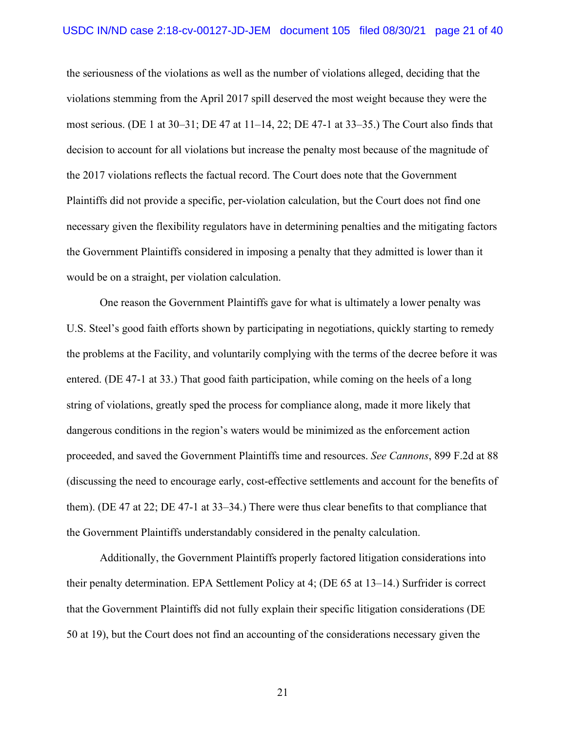the seriousness of the violations as well as the number of violations alleged, deciding that the violations stemming from the April 2017 spill deserved the most weight because they were the most serious. (DE 1 at 30–31; DE 47 at 11–14, 22; DE 47-1 at 33–35.) The Court also finds that decision to account for all violations but increase the penalty most because of the magnitude of the 2017 violations reflects the factual record. The Court does note that the Government Plaintiffs did not provide a specific, per-violation calculation, but the Court does not find one necessary given the flexibility regulators have in determining penalties and the mitigating factors the Government Plaintiffs considered in imposing a penalty that they admitted is lower than it would be on a straight, per violation calculation.

One reason the Government Plaintiffs gave for what is ultimately a lower penalty was U.S. Steel's good faith efforts shown by participating in negotiations, quickly starting to remedy the problems at the Facility, and voluntarily complying with the terms of the decree before it was entered. (DE 47-1 at 33.) That good faith participation, while coming on the heels of a long string of violations, greatly sped the process for compliance along, made it more likely that dangerous conditions in the region's waters would be minimized as the enforcement action proceeded, and saved the Government Plaintiffs time and resources. *See Cannons*, 899 F.2d at 88 (discussing the need to encourage early, cost-effective settlements and account for the benefits of them). (DE 47 at 22; DE 47-1 at 33–34.) There were thus clear benefits to that compliance that the Government Plaintiffs understandably considered in the penalty calculation.

Additionally, the Government Plaintiffs properly factored litigation considerations into their penalty determination. EPA Settlement Policy at 4; (DE 65 at 13–14.) Surfrider is correct that the Government Plaintiffs did not fully explain their specific litigation considerations (DE 50 at 19), but the Court does not find an accounting of the considerations necessary given the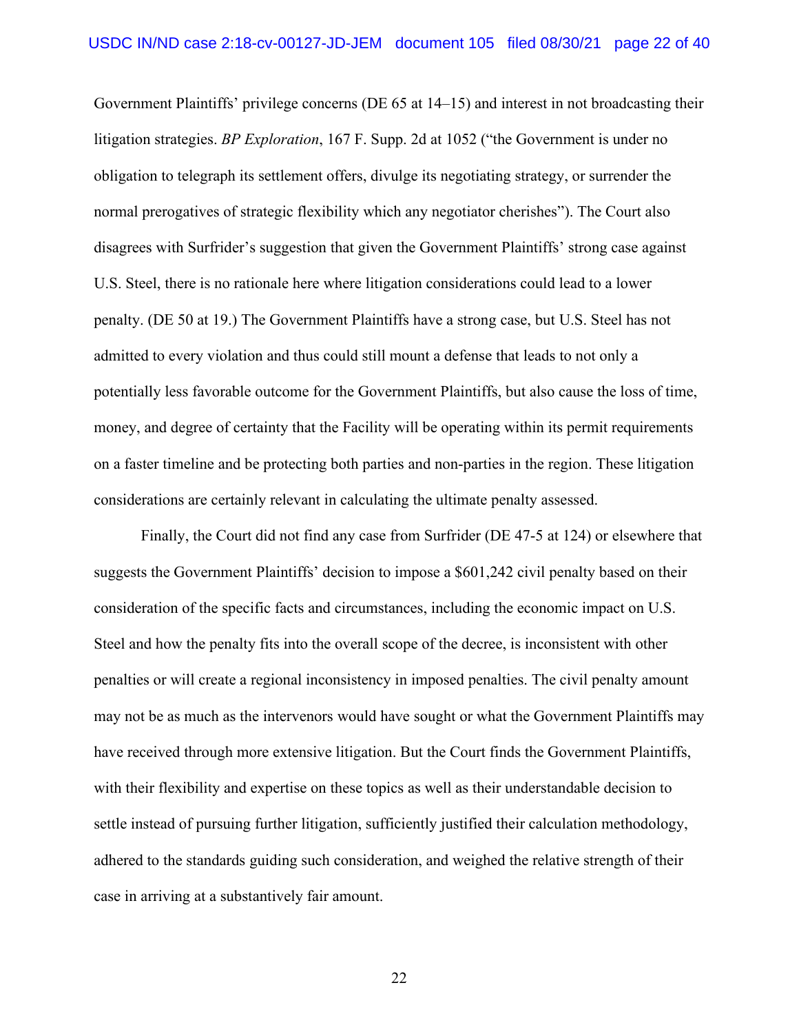Government Plaintiffs' privilege concerns (DE 65 at 14–15) and interest in not broadcasting their litigation strategies. *BP Exploration*, 167 F. Supp. 2d at 1052 ("the Government is under no obligation to telegraph its settlement offers, divulge its negotiating strategy, or surrender the normal prerogatives of strategic flexibility which any negotiator cherishes"). The Court also disagrees with Surfrider's suggestion that given the Government Plaintiffs' strong case against U.S. Steel, there is no rationale here where litigation considerations could lead to a lower penalty. (DE 50 at 19.) The Government Plaintiffs have a strong case, but U.S. Steel has not admitted to every violation and thus could still mount a defense that leads to not only a potentially less favorable outcome for the Government Plaintiffs, but also cause the loss of time, money, and degree of certainty that the Facility will be operating within its permit requirements on a faster timeline and be protecting both parties and non-parties in the region. These litigation considerations are certainly relevant in calculating the ultimate penalty assessed.

Finally, the Court did not find any case from Surfrider (DE 47-5 at 124) or elsewhere that suggests the Government Plaintiffs' decision to impose a $601,242 civil penalty based on their consideration of the specific facts and circumstances, including the economic impact on U.S. Steel and how the penalty fits into the overall scope of the decree, is inconsistent with other penalties or will create a regional inconsistency in imposed penalties. The civil penalty amount may not be as much as the intervenors would have sought or what the Government Plaintiffs may have received through more extensive litigation. But the Court finds the Government Plaintiffs, with their flexibility and expertise on these topics as well as their understandable decision to settle instead of pursuing further litigation, sufficiently justified their calculation methodology, adhered to the standards guiding such consideration, and weighed the relative strength of their case in arriving at a substantively fair amount.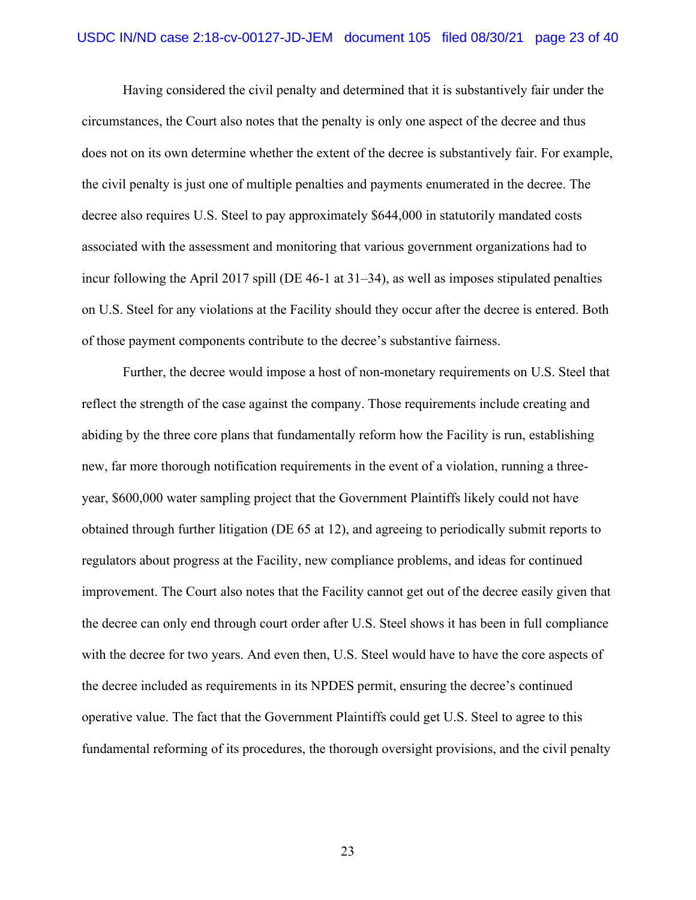Having considered the civil penalty and determined that it is substantively fair under the circumstances, the Court also notes that the penalty is only one aspect of the decree and thus does not on its own determine whether the extent of the decree is substantively fair. For example, the civil penalty is just one of multiple penalties and payments enumerated in the decree. The decree also requires U.S. Steel to pay approximately $644,000 in statutorily mandated costs associated with the assessment and monitoring that various government organizations had to incur following the April 2017 spill (DE 46-1 at 31–34), as well as imposes stipulated penalties on U.S. Steel for any violations at the Facility should they occur after the decree is entered. Both of those payment components contribute to the decree's substantive fairness.

Further, the decree would impose a host of non-monetary requirements on U.S. Steel that reflect the strength of the case against the company. Those requirements include creating and abiding by the three core plans that fundamentally reform how the Facility is run, establishing new, far more thorough notification requirements in the event of a violation, running a three-year, $600,000 water sampling project that the Government Plaintiffs likely could not have obtained through further litigation (DE 65 at 12), and agreeing to periodically submit reports to regulators about progress at the Facility, new compliance problems, and ideas for continued improvement. The Court also notes that the Facility cannot get out of the decree easily given that the decree can only end through court order after U.S. Steel shows it has been in full compliance with the decree for two years. And even then, U.S. Steel would have to have the core aspects of the decree included as requirements in its NPDES permit, ensuring the decree's continued operative value. The fact that the Government Plaintiffs could get U.S. Steel to agree to this fundamental reforming of its procedures, the thorough oversight provisions, and the civil penalty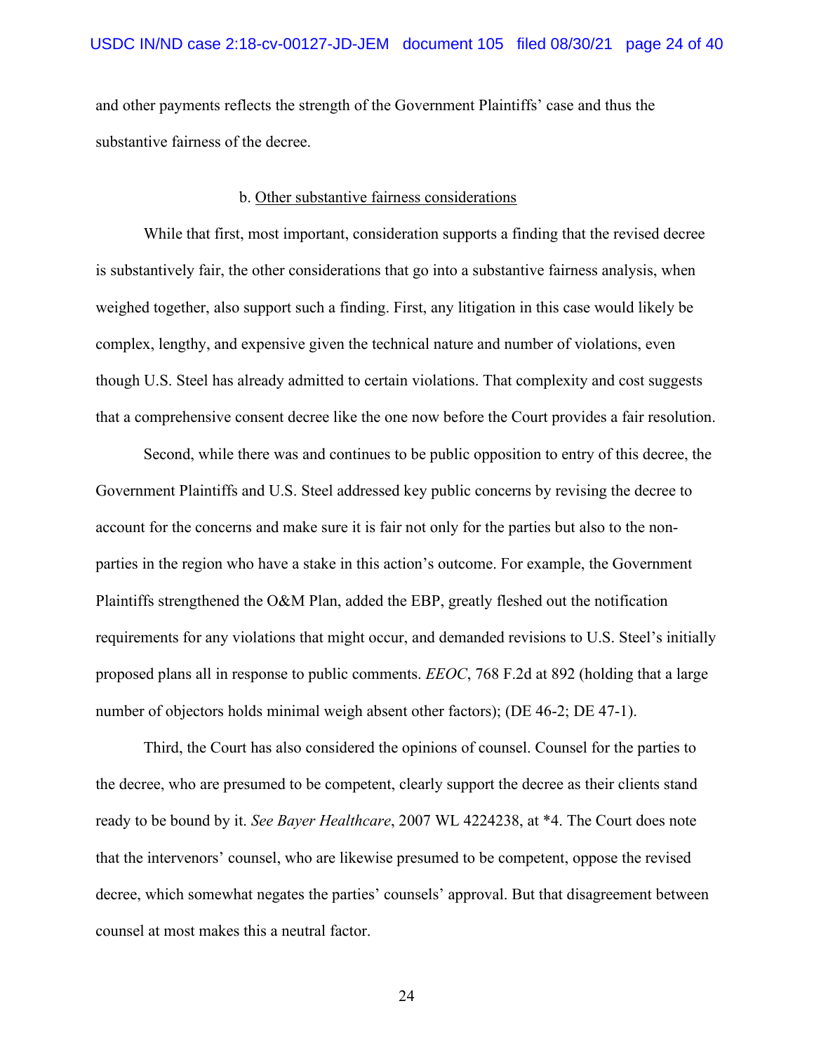and other payments reflects the strength of the Government Plaintiffs' case and thus the substantive fairness of the decree.

b. <u>Other substantive fairness considerations</u>

While that first, most important, consideration supports a finding that the revised decree is substantively fair, the other considerations that go into a substantive fairness analysis, when weighed together, also support such a finding. First, any litigation in this case would likely be complex, lengthy, and expensive given the technical nature and number of violations, even though U.S. Steel has already admitted to certain violations. That complexity and cost suggests that a comprehensive consent decree like the one now before the Court provides a fair resolution.

Second, while there was and continues to be public opposition to entry of this decree, the Government Plaintiffs and U.S. Steel addressed key public concerns by revising the decree to account for the concerns and make sure it is fair not only for the parties but also to the non-parties in the region who have a stake in this action's outcome. For example, the Government Plaintiffs strengthened the O&M Plan, added the EBP, greatly fleshed out the notification requirements for any violations that might occur, and demanded revisions to U.S. Steel's initially proposed plans all in response to public comments. *EEOC*, 768 F.2d at 892 (holding that a large number of objectors holds minimal weigh absent other factors); (DE 46-2; DE 47-1).

Third, the Court has also considered the opinions of counsel. Counsel for the parties to the decree, who are presumed to be competent, clearly support the decree as their clients stand ready to be bound by it. *See Bayer Healthcare*, 2007 WL 4224238, at *4. The Court does note that the intervenors' counsel, who are likewise presumed to be competent, oppose the revised decree, which somewhat negates the parties' counsels' approval. But that disagreement between counsel at most makes this a neutral factor.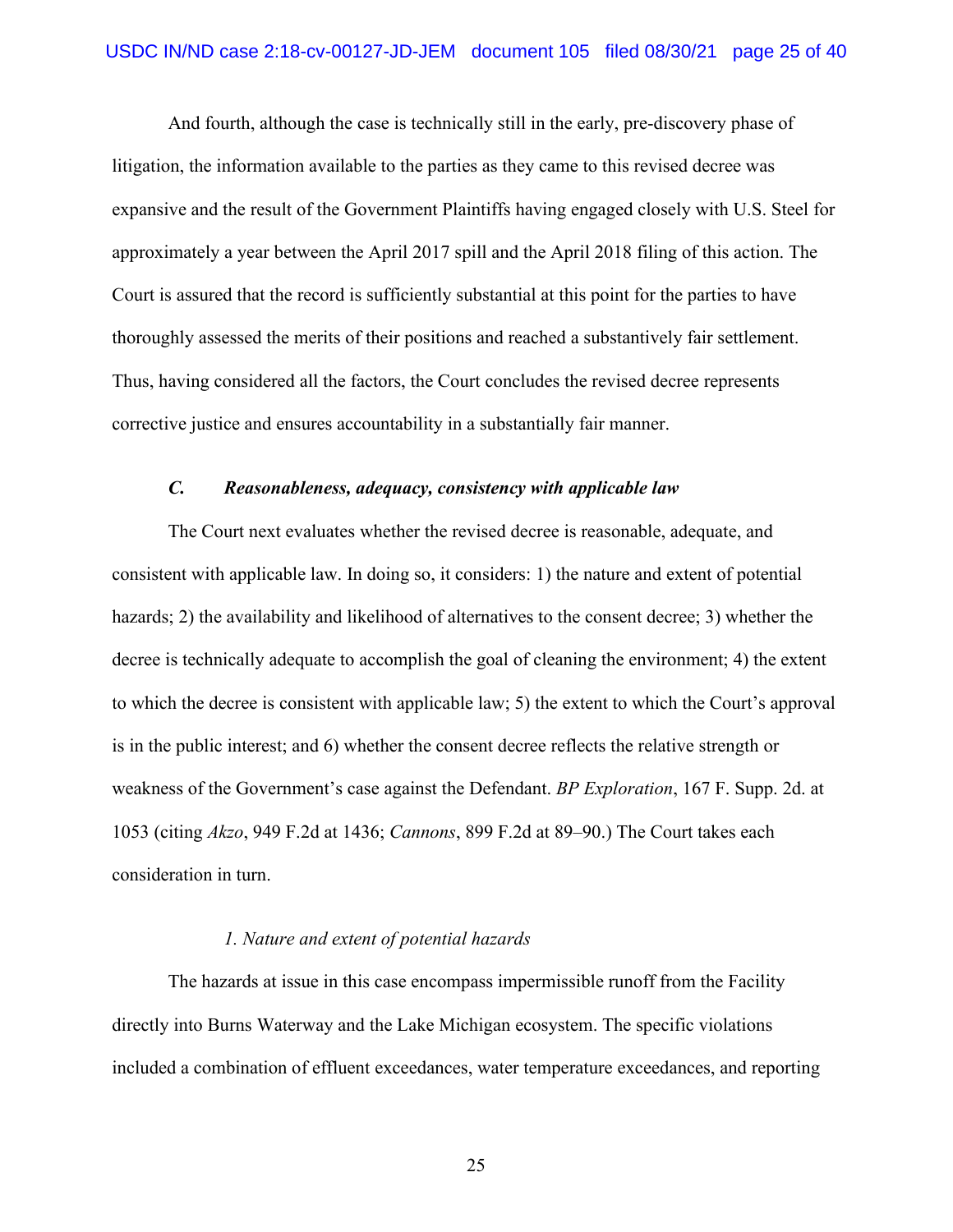And fourth, although the case is technically still in the early, pre-discovery phase of litigation, the information available to the parties as they came to this revised decree was expansive and the result of the Government Plaintiffs having engaged closely with U.S. Steel for approximately a year between the April 2017 spill and the April 2018 filing of this action. The Court is assured that the record is sufficiently substantial at this point for the parties to have thoroughly assessed the merits of their positions and reached a substantively fair settlement. Thus, having considered all the factors, the Court concludes the revised decree represents corrective justice and ensures accountability in a substantially fair manner.

### *C. Reasonableness, adequacy, consistency with applicable law*

The Court next evaluates whether the revised decree is reasonable, adequate, and consistent with applicable law. In doing so, it considers: 1) the nature and extent of potential hazards; 2) the availability and likelihood of alternatives to the consent decree; 3) whether the decree is technically adequate to accomplish the goal of cleaning the environment; 4) the extent to which the decree is consistent with applicable law; 5) the extent to which the Court's approval is in the public interest; and 6) whether the consent decree reflects the relative strength or weakness of the Government's case against the Defendant. *BP Exploration*, 167 F. Supp. 2d. at 1053 (citing *Akzo*, 949 F.2d at 1436; *Cannons*, 899 F.2d at 89–90.) The Court takes each consideration in turn.

#### *1. Nature and extent of potential hazards*

The hazards at issue in this case encompass impermissible runoff from the Facility directly into Burns Waterway and the Lake Michigan ecosystem. The specific violations included a combination of effluent exceedances, water temperature exceedances, and reporting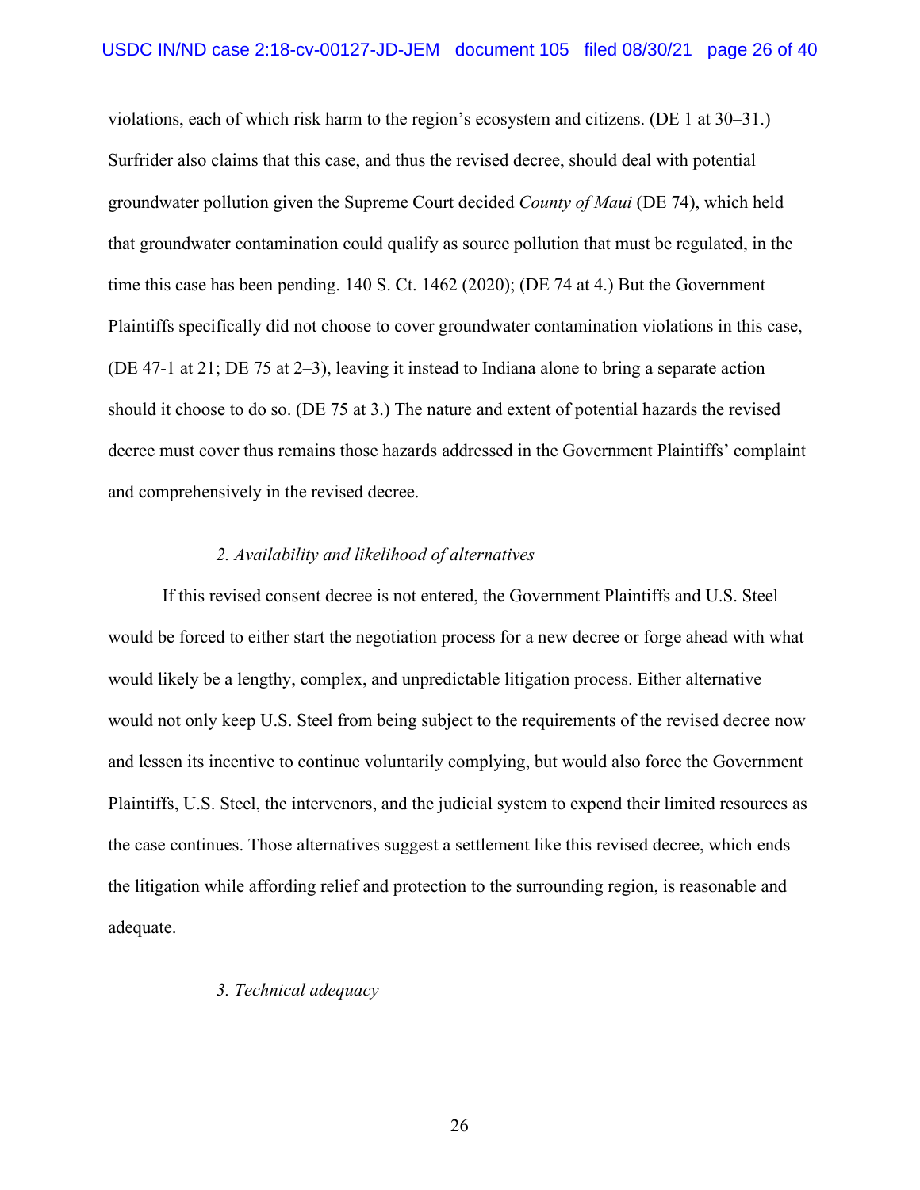violations, each of which risk harm to the region's ecosystem and citizens. (DE 1 at 30–31.) Surfrider also claims that this case, and thus the revised decree, should deal with potential groundwater pollution given the Supreme Court decided *County of Maui* (DE 74), which held that groundwater contamination could qualify as source pollution that must be regulated, in the time this case has been pending. 140 S. Ct. 1462 (2020); (DE 74 at 4.) But the Government Plaintiffs specifically did not choose to cover groundwater contamination violations in this case, (DE 47-1 at 21; DE 75 at 2–3), leaving it instead to Indiana alone to bring a separate action should it choose to do so. (DE 75 at 3.) The nature and extent of potential hazards the revised decree must cover thus remains those hazards addressed in the Government Plaintiffs' complaint and comprehensively in the revised decree.

*2. Availability and likelihood of alternatives*

If this revised consent decree is not entered, the Government Plaintiffs and U.S. Steel would be forced to either start the negotiation process for a new decree or forge ahead with what would likely be a lengthy, complex, and unpredictable litigation process. Either alternative would not only keep U.S. Steel from being subject to the requirements of the revised decree now and lessen its incentive to continue voluntarily complying, but would also force the Government Plaintiffs, U.S. Steel, the intervenors, and the judicial system to expend their limited resources as the case continues. Those alternatives suggest a settlement like this revised decree, which ends the litigation while affording relief and protection to the surrounding region, is reasonable and adequate.

*3. Technical adequacy*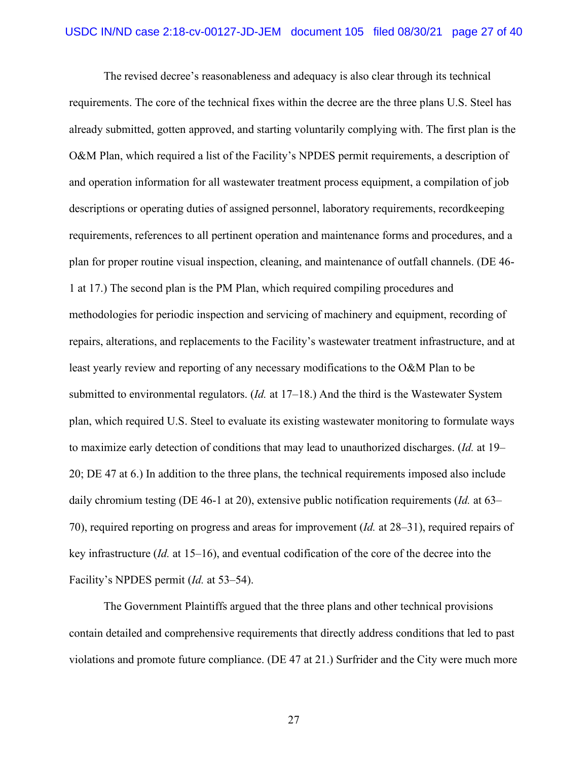The revised decree's reasonableness and adequacy is also clear through its technical requirements. The core of the technical fixes within the decree are the three plans U.S. Steel has already submitted, gotten approved, and starting voluntarily complying with. The first plan is the O&M Plan, which required a list of the Facility's NPDES permit requirements, a description of and operation information for all wastewater treatment process equipment, a compilation of job descriptions or operating duties of assigned personnel, laboratory requirements, recordkeeping requirements, references to all pertinent operation and maintenance forms and procedures, and a plan for proper routine visual inspection, cleaning, and maintenance of outfall channels. (DE 46-1 at 17.) The second plan is the PM Plan, which required compiling procedures and methodologies for periodic inspection and servicing of machinery and equipment, recording of repairs, alterations, and replacements to the Facility's wastewater treatment infrastructure, and at least yearly review and reporting of any necessary modifications to the O&M Plan to be submitted to environmental regulators. (*Id.* at 17–18.) And the third is the Wastewater System plan, which required U.S. Steel to evaluate its existing wastewater monitoring to formulate ways to maximize early detection of conditions that may lead to unauthorized discharges. (*Id.* at 19–20; DE 47 at 6.) In addition to the three plans, the technical requirements imposed also include daily chromium testing (DE 46-1 at 20), extensive public notification requirements (*Id.* at 63–70), required reporting on progress and areas for improvement (*Id.* at 28–31), required repairs of key infrastructure (*Id.* at 15–16), and eventual codification of the core of the decree into the Facility's NPDES permit (*Id.* at 53–54).

The Government Plaintiffs argued that the three plans and other technical provisions contain detailed and comprehensive requirements that directly address conditions that led to past violations and promote future compliance. (DE 47 at 21.) Surfrider and the City were much more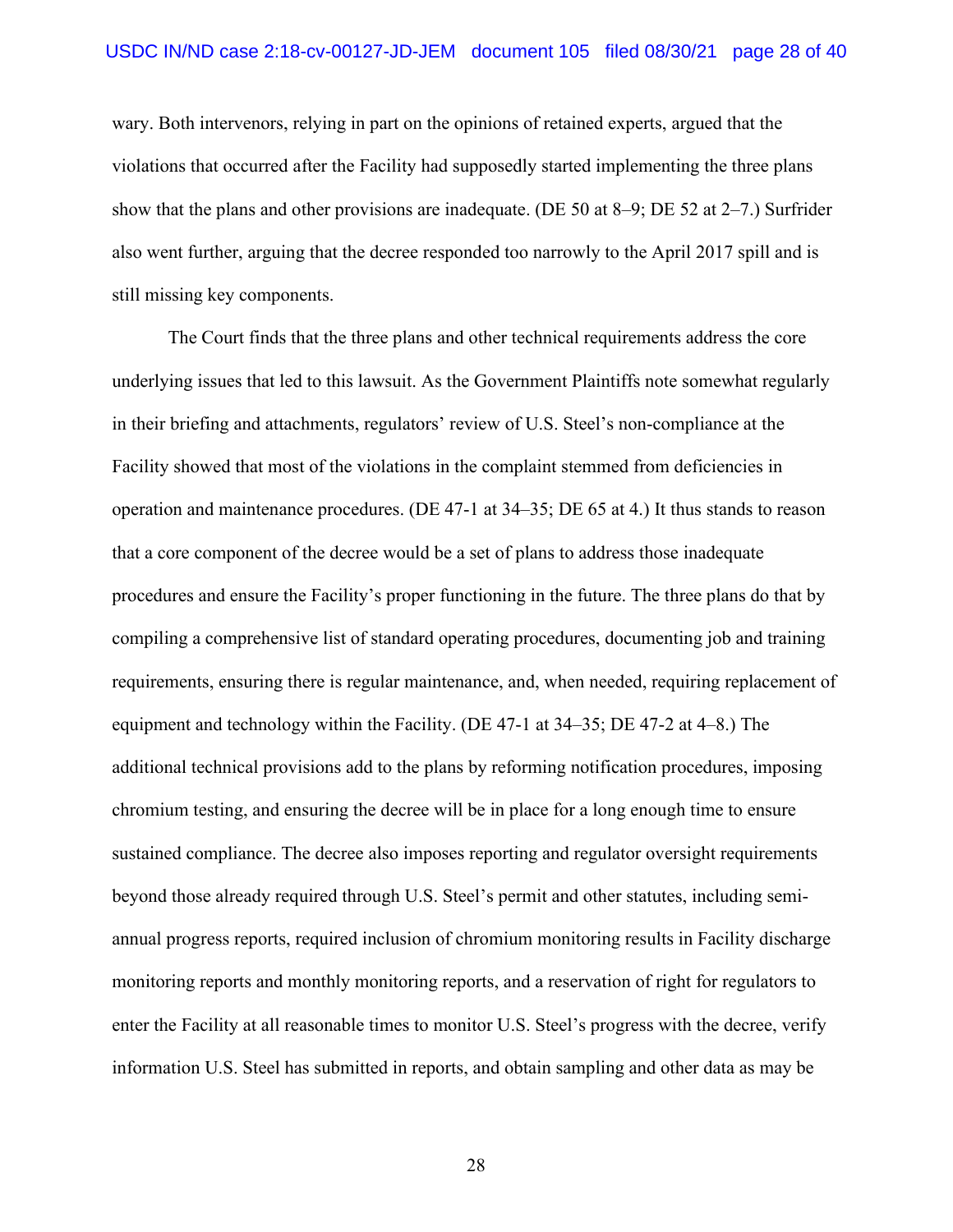wary. Both intervenors, relying in part on the opinions of retained experts, argued that the violations that occurred after the Facility had supposedly started implementing the three plans show that the plans and other provisions are inadequate. (DE 50 at 8–9; DE 52 at 2–7.) Surfrider also went further, arguing that the decree responded too narrowly to the April 2017 spill and is still missing key components.

The Court finds that the three plans and other technical requirements address the core underlying issues that led to this lawsuit. As the Government Plaintiffs note somewhat regularly in their briefing and attachments, regulators' review of U.S. Steel's non-compliance at the Facility showed that most of the violations in the complaint stemmed from deficiencies in operation and maintenance procedures. (DE 47-1 at 34–35; DE 65 at 4.) It thus stands to reason that a core component of the decree would be a set of plans to address those inadequate procedures and ensure the Facility's proper functioning in the future. The three plans do that by compiling a comprehensive list of standard operating procedures, documenting job and training requirements, ensuring there is regular maintenance, and, when needed, requiring replacement of equipment and technology within the Facility. (DE 47-1 at 34–35; DE 47-2 at 4–8.) The additional technical provisions add to the plans by reforming notification procedures, imposing chromium testing, and ensuring the decree will be in place for a long enough time to ensure sustained compliance. The decree also imposes reporting and regulator oversight requirements beyond those already required through U.S. Steel's permit and other statutes, including semi-annual progress reports, required inclusion of chromium monitoring results in Facility discharge monitoring reports and monthly monitoring reports, and a reservation of right for regulators to enter the Facility at all reasonable times to monitor U.S. Steel's progress with the decree, verify information U.S. Steel has submitted in reports, and obtain sampling and other data as may be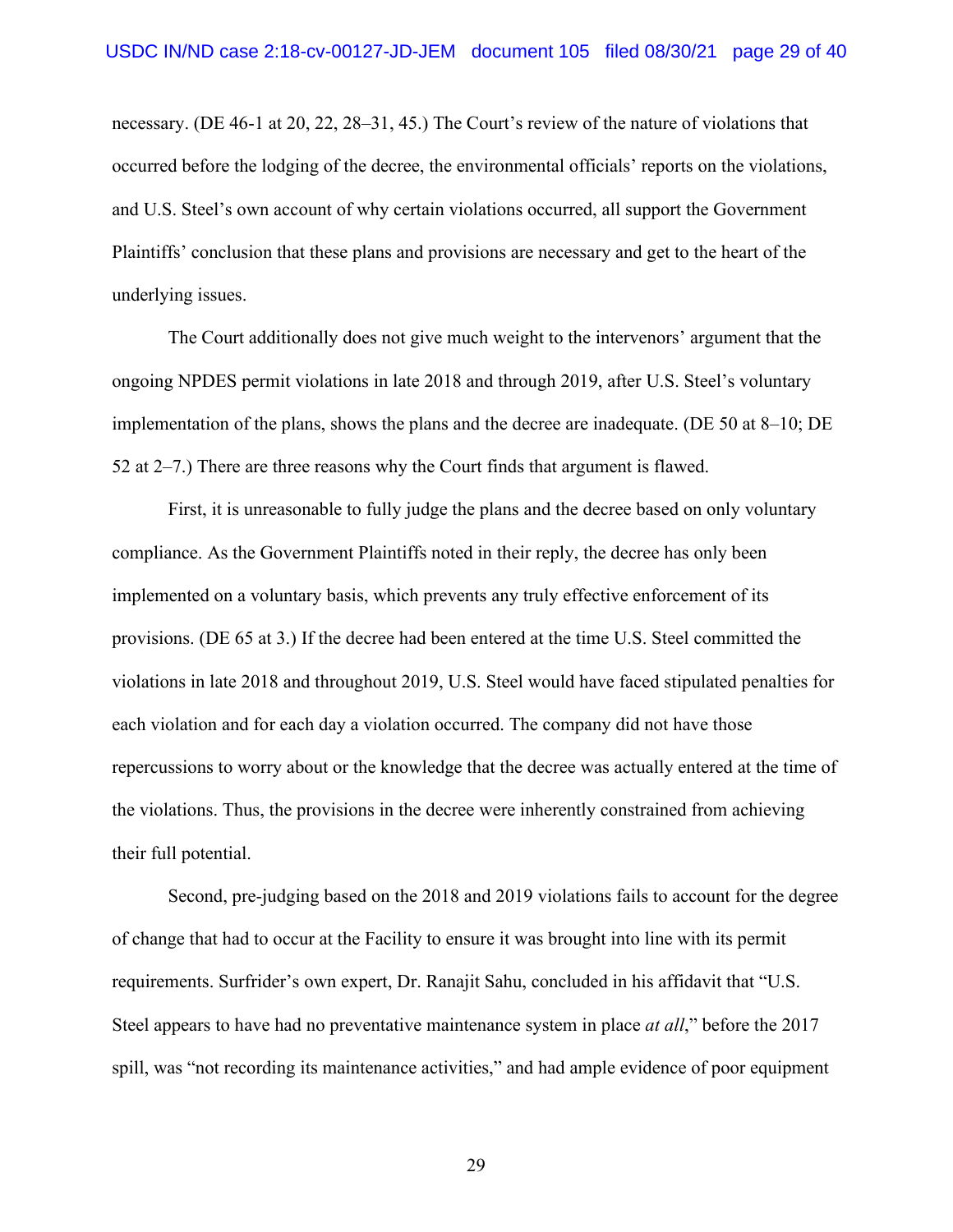necessary. (DE 46-1 at 20, 22, 28–31, 45.) The Court's review of the nature of violations that occurred before the lodging of the decree, the environmental officials' reports on the violations, and U.S. Steel's own account of why certain violations occurred, all support the Government Plaintiffs' conclusion that these plans and provisions are necessary and get to the heart of the underlying issues.

The Court additionally does not give much weight to the intervenors' argument that the ongoing NPDES permit violations in late 2018 and through 2019, after U.S. Steel's voluntary implementation of the plans, shows the plans and the decree are inadequate. (DE 50 at 8–10; DE 52 at 2–7.) There are three reasons why the Court finds that argument is flawed.

First, it is unreasonable to fully judge the plans and the decree based on only voluntary compliance. As the Government Plaintiffs noted in their reply, the decree has only been implemented on a voluntary basis, which prevents any truly effective enforcement of its provisions. (DE 65 at 3.) If the decree had been entered at the time U.S. Steel committed the violations in late 2018 and throughout 2019, U.S. Steel would have faced stipulated penalties for each violation and for each day a violation occurred. The company did not have those repercussions to worry about or the knowledge that the decree was actually entered at the time of the violations. Thus, the provisions in the decree were inherently constrained from achieving their full potential.

Second, pre-judging based on the 2018 and 2019 violations fails to account for the degree of change that had to occur at the Facility to ensure it was brought into line with its permit requirements. Surfrider's own expert, Dr. Ranajit Sahu, concluded in his affidavit that "U.S. Steel appears to have had no preventative maintenance system in place *at all*," before the 2017 spill, was "not recording its maintenance activities," and had ample evidence of poor equipment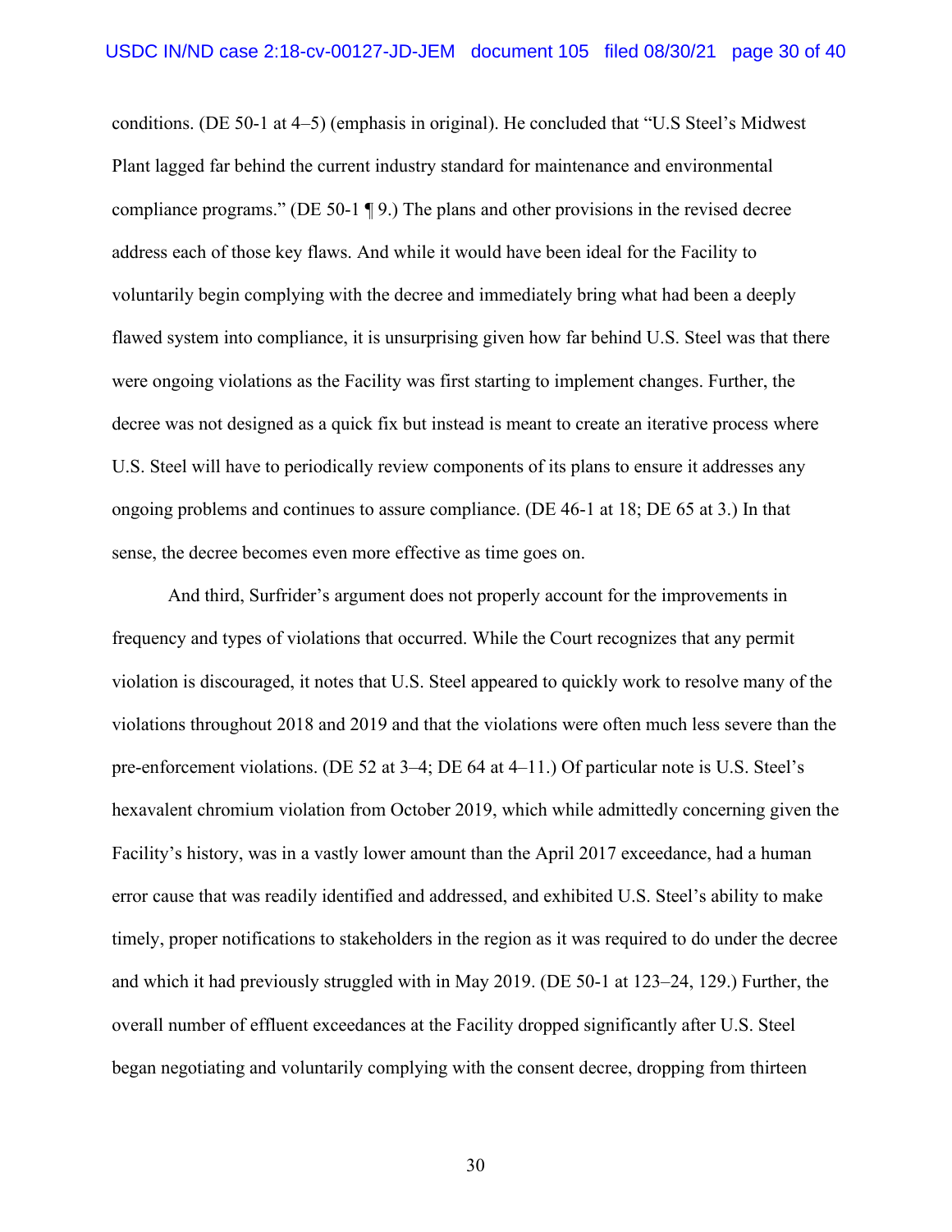conditions. (DE 50-1 at 4–5) (emphasis in original). He concluded that "U.S Steel's Midwest Plant lagged far behind the current industry standard for maintenance and environmental compliance programs." (DE 50-1 ¶ 9.) The plans and other provisions in the revised decree address each of those key flaws. And while it would have been ideal for the Facility to voluntarily begin complying with the decree and immediately bring what had been a deeply flawed system into compliance, it is unsurprising given how far behind U.S. Steel was that there were ongoing violations as the Facility was first starting to implement changes. Further, the decree was not designed as a quick fix but instead is meant to create an iterative process where U.S. Steel will have to periodically review components of its plans to ensure it addresses any ongoing problems and continues to assure compliance. (DE 46-1 at 18; DE 65 at 3.) In that sense, the decree becomes even more effective as time goes on.

And third, Surfrider's argument does not properly account for the improvements in frequency and types of violations that occurred. While the Court recognizes that any permit violation is discouraged, it notes that U.S. Steel appeared to quickly work to resolve many of the violations throughout 2018 and 2019 and that the violations were often much less severe than the pre-enforcement violations. (DE 52 at 3–4; DE 64 at 4–11.) Of particular note is U.S. Steel's hexavalent chromium violation from October 2019, which while admittedly concerning given the Facility's history, was in a vastly lower amount than the April 2017 exceedance, had a human error cause that was readily identified and addressed, and exhibited U.S. Steel's ability to make timely, proper notifications to stakeholders in the region as it was required to do under the decree and which it had previously struggled with in May 2019. (DE 50-1 at 123–24, 129.) Further, the overall number of effluent exceedances at the Facility dropped significantly after U.S. Steel began negotiating and voluntarily complying with the consent decree, dropping from thirteen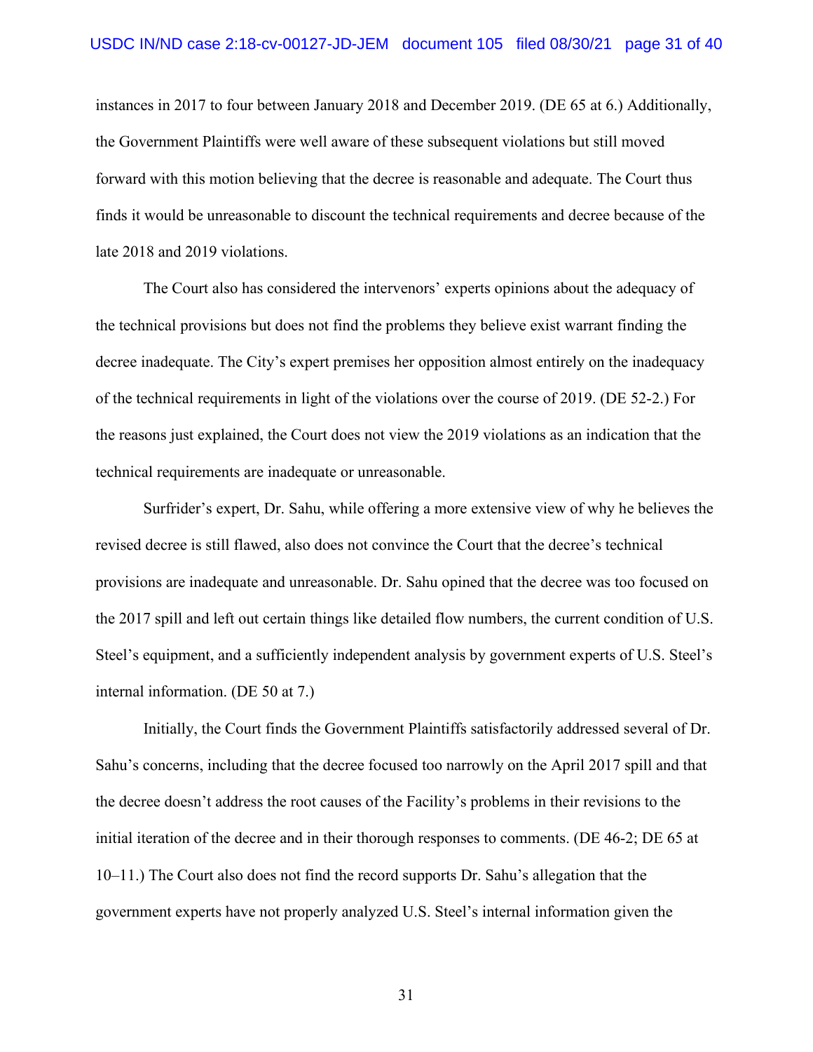instances in 2017 to four between January 2018 and December 2019. (DE 65 at 6.) Additionally, the Government Plaintiffs were well aware of these subsequent violations but still moved forward with this motion believing that the decree is reasonable and adequate. The Court thus finds it would be unreasonable to discount the technical requirements and decree because of the late 2018 and 2019 violations.

The Court also has considered the intervenors' experts opinions about the adequacy of the technical provisions but does not find the problems they believe exist warrant finding the decree inadequate. The City's expert premises her opposition almost entirely on the inadequacy of the technical requirements in light of the violations over the course of 2019. (DE 52-2.) For the reasons just explained, the Court does not view the 2019 violations as an indication that the technical requirements are inadequate or unreasonable.

Surfrider's expert, Dr. Sahu, while offering a more extensive view of why he believes the revised decree is still flawed, also does not convince the Court that the decree's technical provisions are inadequate and unreasonable. Dr. Sahu opined that the decree was too focused on the 2017 spill and left out certain things like detailed flow numbers, the current condition of U.S. Steel's equipment, and a sufficiently independent analysis by government experts of U.S. Steel's internal information. (DE 50 at 7.)

Initially, the Court finds the Government Plaintiffs satisfactorily addressed several of Dr. Sahu's concerns, including that the decree focused too narrowly on the April 2017 spill and that the decree doesn't address the root causes of the Facility's problems in their revisions to the initial iteration of the decree and in their thorough responses to comments. (DE 46-2; DE 65 at 10–11.) The Court also does not find the record supports Dr. Sahu's allegation that the government experts have not properly analyzed U.S. Steel's internal information given the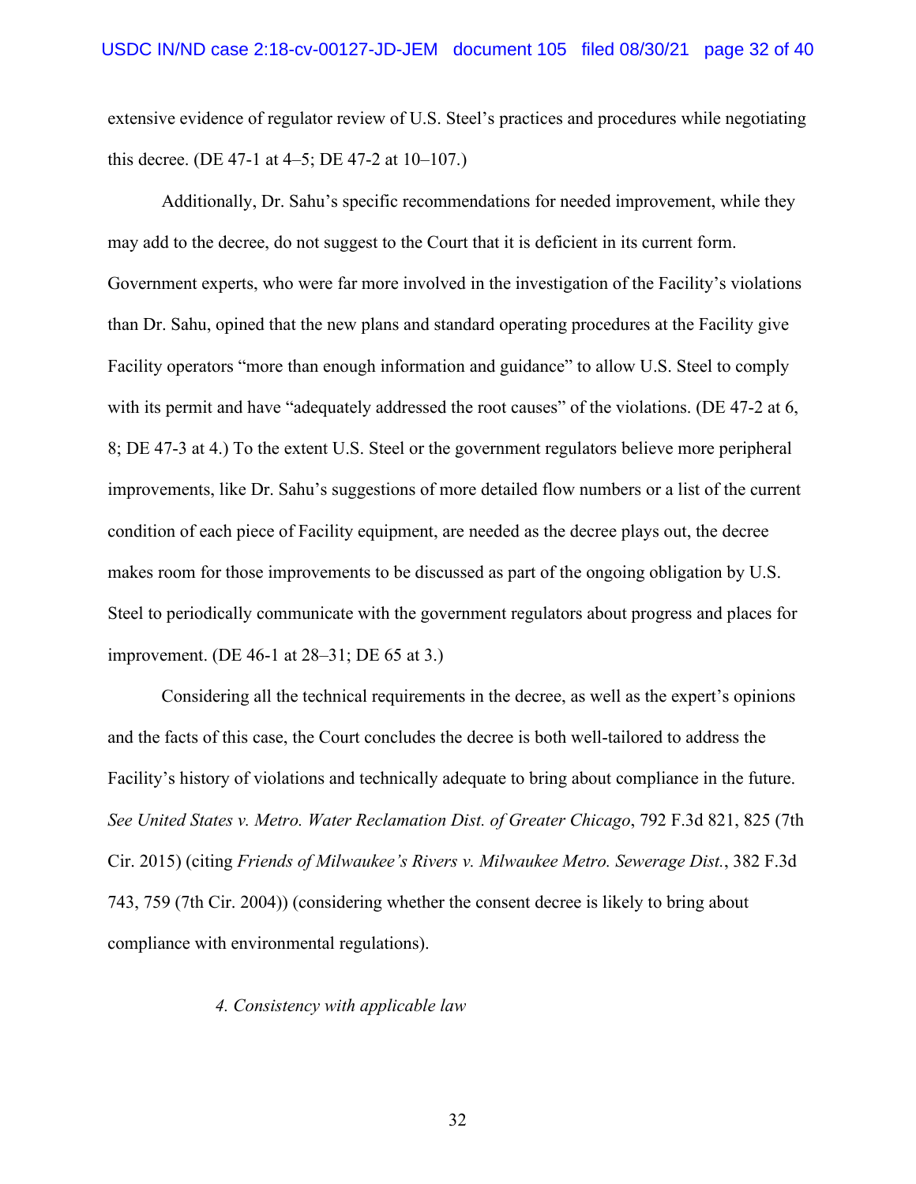extensive evidence of regulator review of U.S. Steel's practices and procedures while negotiating this decree. (DE 47-1 at 4–5; DE 47-2 at 10–107.)

Additionally, Dr. Sahu's specific recommendations for needed improvement, while they may add to the decree, do not suggest to the Court that it is deficient in its current form. Government experts, who were far more involved in the investigation of the Facility's violations than Dr. Sahu, opined that the new plans and standard operating procedures at the Facility give Facility operators "more than enough information and guidance" to allow U.S. Steel to comply with its permit and have "adequately addressed the root causes" of the violations. (DE 47-2 at 6, 8; DE 47-3 at 4.) To the extent U.S. Steel or the government regulators believe more peripheral improvements, like Dr. Sahu's suggestions of more detailed flow numbers or a list of the current condition of each piece of Facility equipment, are needed as the decree plays out, the decree makes room for those improvements to be discussed as part of the ongoing obligation by U.S. Steel to periodically communicate with the government regulators about progress and places for improvement. (DE 46-1 at 28–31; DE 65 at 3.)

Considering all the technical requirements in the decree, as well as the expert's opinions and the facts of this case, the Court concludes the decree is both well-tailored to address the Facility's history of violations and technically adequate to bring about compliance in the future. *See United States v. Metro. Water Reclamation Dist. of Greater Chicago*, 792 F.3d 821, 825 (7th Cir. 2015) (citing *Friends of Milwaukee's Rivers v. Milwaukee Metro. Sewerage Dist.*, 382 F.3d 743, 759 (7th Cir. 2004)) (considering whether the consent decree is likely to bring about compliance with environmental regulations).

*4. Consistency with applicable law*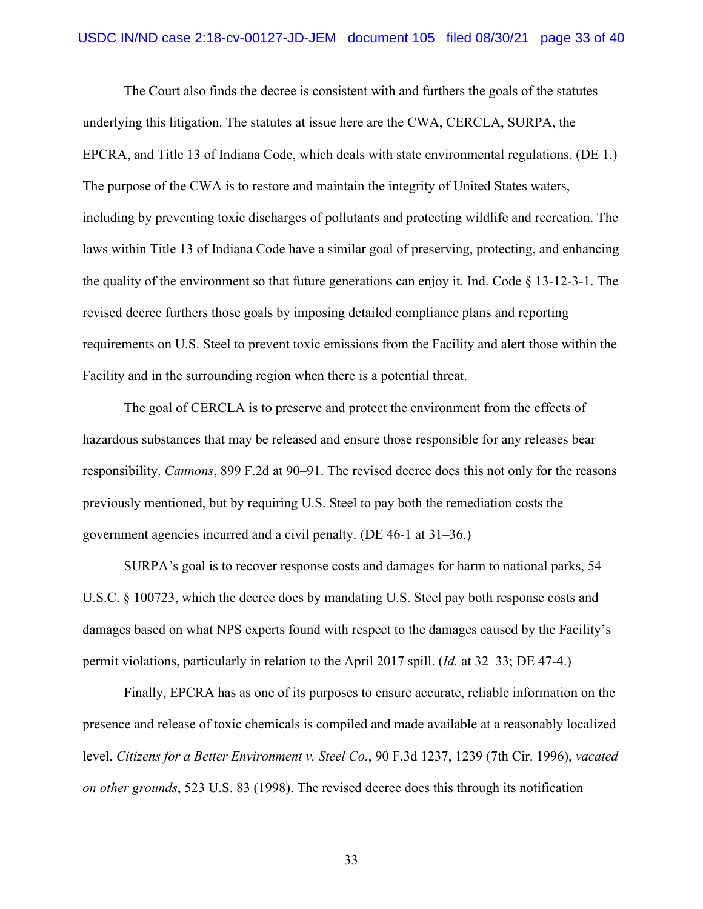The Court also finds the decree is consistent with and furthers the goals of the statutes underlying this litigation. The statutes at issue here are the CWA, CERCLA, SURPA, the EPCRA, and Title 13 of Indiana Code, which deals with state environmental regulations. (DE 1.) The purpose of the CWA is to restore and maintain the integrity of United States waters, including by preventing toxic discharges of pollutants and protecting wildlife and recreation. The laws within Title 13 of Indiana Code have a similar goal of preserving, protecting, and enhancing the quality of the environment so that future generations can enjoy it. Ind. Code § 13-12-3-1. The revised decree furthers those goals by imposing detailed compliance plans and reporting requirements on U.S. Steel to prevent toxic emissions from the Facility and alert those within the Facility and in the surrounding region when there is a potential threat.

The goal of CERCLA is to preserve and protect the environment from the effects of hazardous substances that may be released and ensure those responsible for any releases bear responsibility. *Cannons*, 899 F.2d at 90–91. The revised decree does this not only for the reasons previously mentioned, but by requiring U.S. Steel to pay both the remediation costs the government agencies incurred and a civil penalty. (DE 46-1 at 31–36.)

SURPA's goal is to recover response costs and damages for harm to national parks, 54 U.S.C. § 100723, which the decree does by mandating U.S. Steel pay both response costs and damages based on what NPS experts found with respect to the damages caused by the Facility's permit violations, particularly in relation to the April 2017 spill. (*Id.* at 32–33; DE 47-4.)

Finally, EPCRA has as one of its purposes to ensure accurate, reliable information on the presence and release of toxic chemicals is compiled and made available at a reasonably localized level. *Citizens for a Better Environment v. Steel Co.*, 90 F.3d 1237, 1239 (7th Cir. 1996), *vacated on other grounds*, 523 U.S. 83 (1998). The revised decree does this through its notification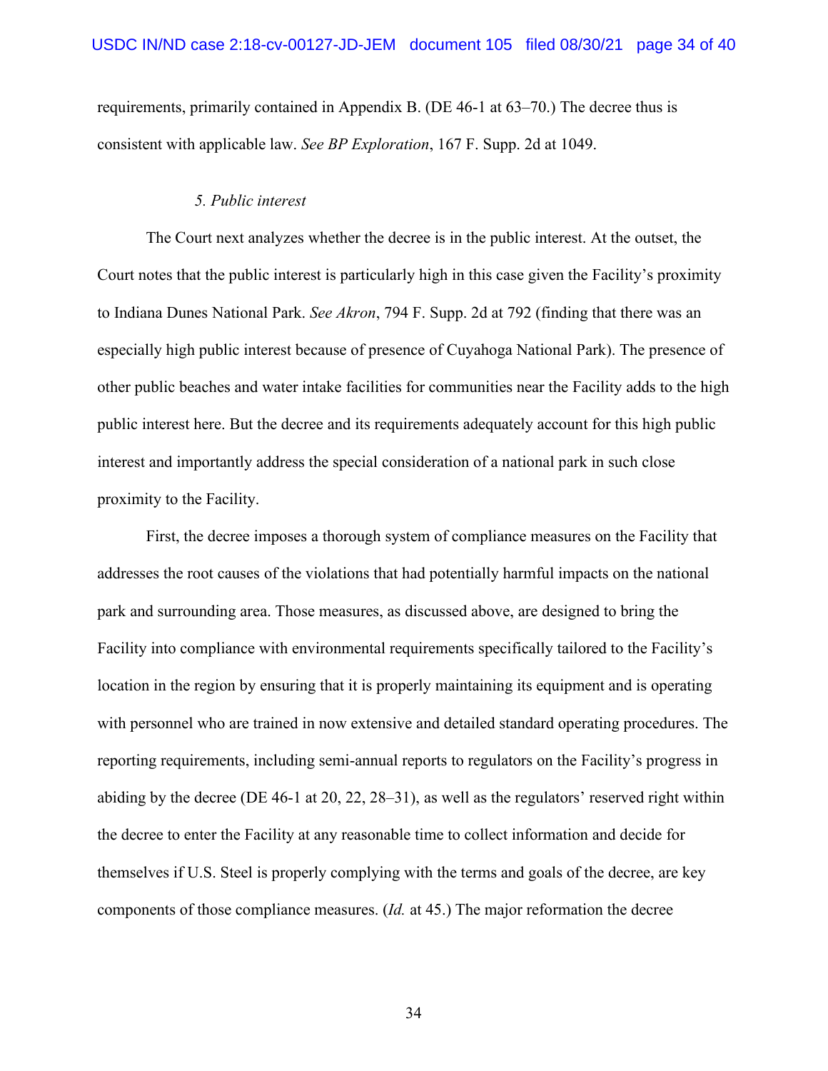requirements, primarily contained in Appendix B. (DE 46-1 at 63–70.) The decree thus is consistent with applicable law. *See BP Exploration*, 167 F. Supp. 2d at 1049.

*5. Public interest*

The Court next analyzes whether the decree is in the public interest. At the outset, the Court notes that the public interest is particularly high in this case given the Facility's proximity to Indiana Dunes National Park. *See Akron*, 794 F. Supp. 2d at 792 (finding that there was an especially high public interest because of presence of Cuyahoga National Park). The presence of other public beaches and water intake facilities for communities near the Facility adds to the high public interest here. But the decree and its requirements adequately account for this high public interest and importantly address the special consideration of a national park in such close proximity to the Facility.

First, the decree imposes a thorough system of compliance measures on the Facility that addresses the root causes of the violations that had potentially harmful impacts on the national park and surrounding area. Those measures, as discussed above, are designed to bring the Facility into compliance with environmental requirements specifically tailored to the Facility's location in the region by ensuring that it is properly maintaining its equipment and is operating with personnel who are trained in now extensive and detailed standard operating procedures. The reporting requirements, including semi-annual reports to regulators on the Facility's progress in abiding by the decree (DE 46-1 at 20, 22, 28–31), as well as the regulators' reserved right within the decree to enter the Facility at any reasonable time to collect information and decide for themselves if U.S. Steel is properly complying with the terms and goals of the decree, are key components of those compliance measures. (*Id.* at 45.) The major reformation the decree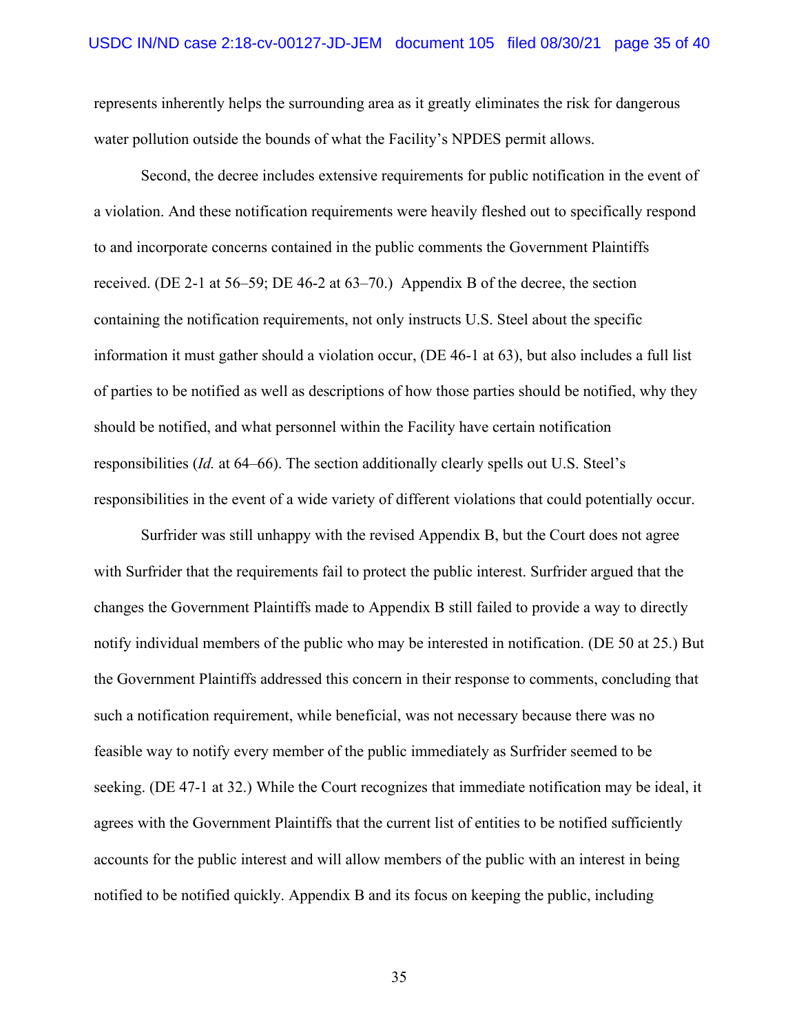represents inherently helps the surrounding area as it greatly eliminates the risk for dangerous water pollution outside the bounds of what the Facility's NPDES permit allows.

Second, the decree includes extensive requirements for public notification in the event of a violation. And these notification requirements were heavily fleshed out to specifically respond to and incorporate concerns contained in the public comments the Government Plaintiffs received. (DE 2-1 at 56–59; DE 46-2 at 63–70.) Appendix B of the decree, the section containing the notification requirements, not only instructs U.S. Steel about the specific information it must gather should a violation occur, (DE 46-1 at 63), but also includes a full list of parties to be notified as well as descriptions of how those parties should be notified, why they should be notified, and what personnel within the Facility have certain notification responsibilities (*Id.* at 64–66). The section additionally clearly spells out U.S. Steel's responsibilities in the event of a wide variety of different violations that could potentially occur.

Surfrider was still unhappy with the revised Appendix B, but the Court does not agree with Surfrider that the requirements fail to protect the public interest. Surfrider argued that the changes the Government Plaintiffs made to Appendix B still failed to provide a way to directly notify individual members of the public who may be interested in notification. (DE 50 at 25.) But the Government Plaintiffs addressed this concern in their response to comments, concluding that such a notification requirement, while beneficial, was not necessary because there was no feasible way to notify every member of the public immediately as Surfrider seemed to be seeking. (DE 47-1 at 32.) While the Court recognizes that immediate notification may be ideal, it agrees with the Government Plaintiffs that the current list of entities to be notified sufficiently accounts for the public interest and will allow members of the public with an interest in being notified to be notified quickly. Appendix B and its focus on keeping the public, including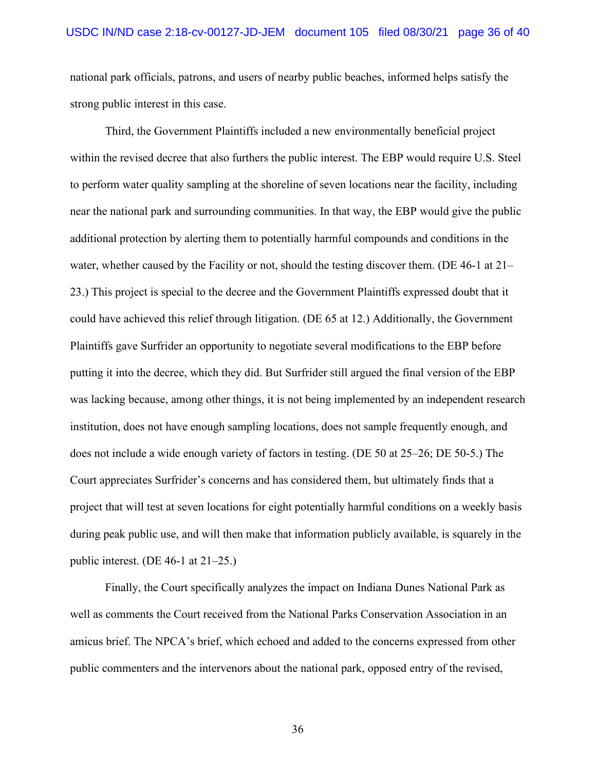national park officials, patrons, and users of nearby public beaches, informed helps satisfy the strong public interest in this case.

Third, the Government Plaintiffs included a new environmentally beneficial project within the revised decree that also furthers the public interest. The EBP would require U.S. Steel to perform water quality sampling at the shoreline of seven locations near the facility, including near the national park and surrounding communities. In that way, the EBP would give the public additional protection by alerting them to potentially harmful compounds and conditions in the water, whether caused by the Facility or not, should the testing discover them. (DE 46-1 at 21–23.) This project is special to the decree and the Government Plaintiffs expressed doubt that it could have achieved this relief through litigation. (DE 65 at 12.) Additionally, the Government Plaintiffs gave Surfrider an opportunity to negotiate several modifications to the EBP before putting it into the decree, which they did. But Surfrider still argued the final version of the EBP was lacking because, among other things, it is not being implemented by an independent research institution, does not have enough sampling locations, does not sample frequently enough, and does not include a wide enough variety of factors in testing. (DE 50 at 25–26; DE 50-5.) The Court appreciates Surfrider's concerns and has considered them, but ultimately finds that a project that will test at seven locations for eight potentially harmful conditions on a weekly basis during peak public use, and will then make that information publicly available, is squarely in the public interest. (DE 46-1 at 21–25.)

Finally, the Court specifically analyzes the impact on Indiana Dunes National Park as well as comments the Court received from the National Parks Conservation Association in an amicus brief. The NPCA's brief, which echoed and added to the concerns expressed from other public commenters and the intervenors about the national park, opposed entry of the revised,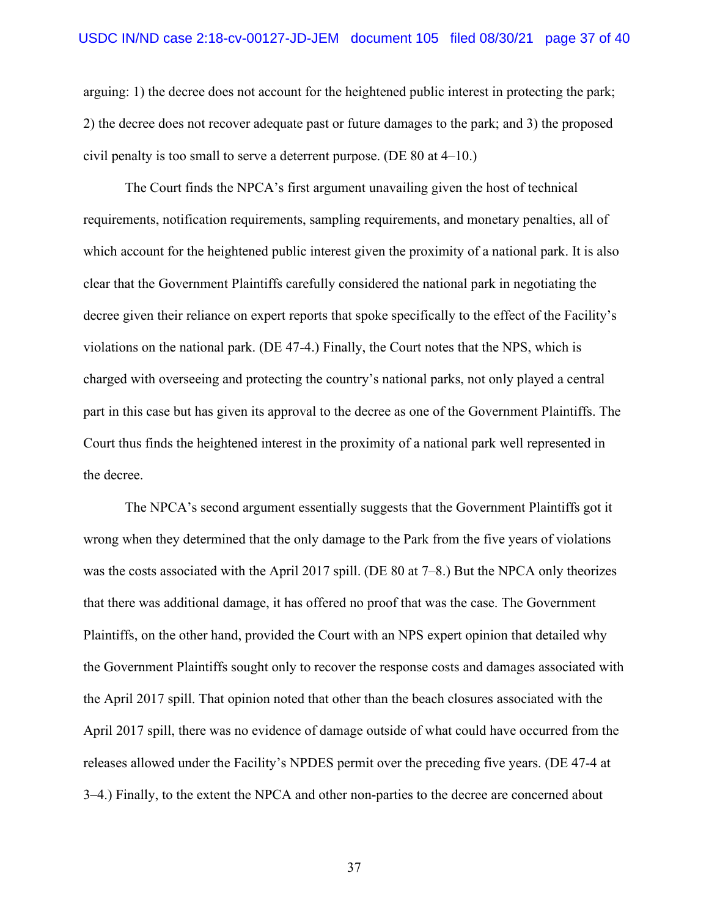arguing: 1) the decree does not account for the heightened public interest in protecting the park; 2) the decree does not recover adequate past or future damages to the park; and 3) the proposed civil penalty is too small to serve a deterrent purpose. (DE 80 at 4–10.)

The Court finds the NPCA's first argument unavailing given the host of technical requirements, notification requirements, sampling requirements, and monetary penalties, all of which account for the heightened public interest given the proximity of a national park. It is also clear that the Government Plaintiffs carefully considered the national park in negotiating the decree given their reliance on expert reports that spoke specifically to the effect of the Facility's violations on the national park. (DE 47-4.) Finally, the Court notes that the NPS, which is charged with overseeing and protecting the country's national parks, not only played a central part in this case but has given its approval to the decree as one of the Government Plaintiffs. The Court thus finds the heightened interest in the proximity of a national park well represented in the decree.

The NPCA's second argument essentially suggests that the Government Plaintiffs got it wrong when they determined that the only damage to the Park from the five years of violations was the costs associated with the April 2017 spill. (DE 80 at 7–8.) But the NPCA only theorizes that there was additional damage, it has offered no proof that was the case. The Government Plaintiffs, on the other hand, provided the Court with an NPS expert opinion that detailed why the Government Plaintiffs sought only to recover the response costs and damages associated with the April 2017 spill. That opinion noted that other than the beach closures associated with the April 2017 spill, there was no evidence of damage outside of what could have occurred from the releases allowed under the Facility's NPDES permit over the preceding five years. (DE 47-4 at 3–4.) Finally, to the extent the NPCA and other non-parties to the decree are concerned about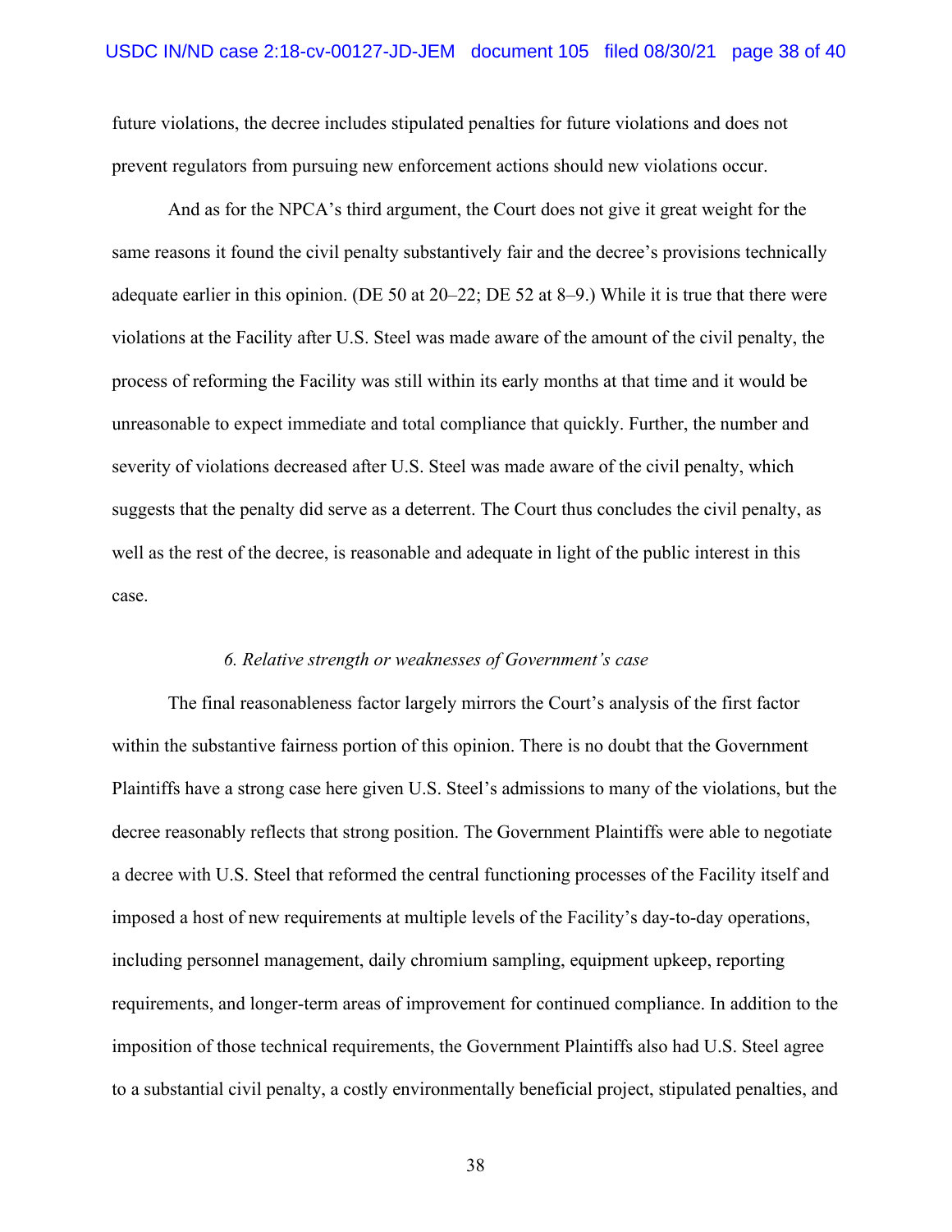future violations, the decree includes stipulated penalties for future violations and does not prevent regulators from pursuing new enforcement actions should new violations occur.

And as for the NPCA's third argument, the Court does not give it great weight for the same reasons it found the civil penalty substantively fair and the decree's provisions technically adequate earlier in this opinion. (DE 50 at 20–22; DE 52 at 8–9.) While it is true that there were violations at the Facility after U.S. Steel was made aware of the amount of the civil penalty, the process of reforming the Facility was still within its early months at that time and it would be unreasonable to expect immediate and total compliance that quickly. Further, the number and severity of violations decreased after U.S. Steel was made aware of the civil penalty, which suggests that the penalty did serve as a deterrent. The Court thus concludes the civil penalty, as well as the rest of the decree, is reasonable and adequate in light of the public interest in this case.

*6. Relative strength or weaknesses of Government's case*

The final reasonableness factor largely mirrors the Court's analysis of the first factor within the substantive fairness portion of this opinion. There is no doubt that the Government Plaintiffs have a strong case here given U.S. Steel's admissions to many of the violations, but the decree reasonably reflects that strong position. The Government Plaintiffs were able to negotiate a decree with U.S. Steel that reformed the central functioning processes of the Facility itself and imposed a host of new requirements at multiple levels of the Facility's day-to-day operations, including personnel management, daily chromium sampling, equipment upkeep, reporting requirements, and longer-term areas of improvement for continued compliance. In addition to the imposition of those technical requirements, the Government Plaintiffs also had U.S. Steel agree to a substantial civil penalty, a costly environmentally beneficial project, stipulated penalties, and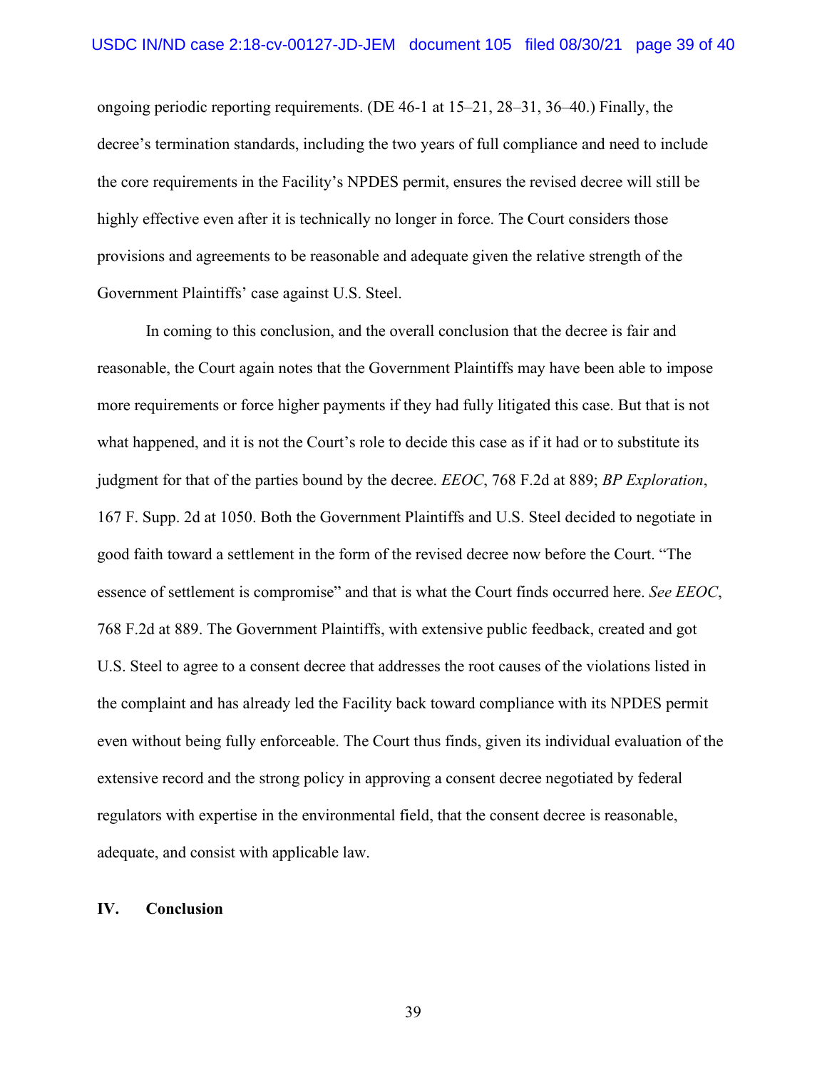ongoing periodic reporting requirements. (DE 46-1 at 15–21, 28–31, 36–40.) Finally, the decree's termination standards, including the two years of full compliance and need to include the core requirements in the Facility's NPDES permit, ensures the revised decree will still be highly effective even after it is technically no longer in force. The Court considers those provisions and agreements to be reasonable and adequate given the relative strength of the Government Plaintiffs' case against U.S. Steel.

In coming to this conclusion, and the overall conclusion that the decree is fair and reasonable, the Court again notes that the Government Plaintiffs may have been able to impose more requirements or force higher payments if they had fully litigated this case. But that is not what happened, and it is not the Court's role to decide this case as if it had or to substitute its judgment for that of the parties bound by the decree. *EEOC*, 768 F.2d at 889; *BP Exploration*, 167 F. Supp. 2d at 1050. Both the Government Plaintiffs and U.S. Steel decided to negotiate in good faith toward a settlement in the form of the revised decree now before the Court. "The essence of settlement is compromise" and that is what the Court finds occurred here. *See EEOC*, 768 F.2d at 889. The Government Plaintiffs, with extensive public feedback, created and got U.S. Steel to agree to a consent decree that addresses the root causes of the violations listed in the complaint and has already led the Facility back toward compliance with its NPDES permit even without being fully enforceable. The Court thus finds, given its individual evaluation of the extensive record and the strong policy in approving a consent decree negotiated by federal regulators with expertise in the environmental field, that the consent decree is reasonable, adequate, and consist with applicable law.

## IV. Conclusion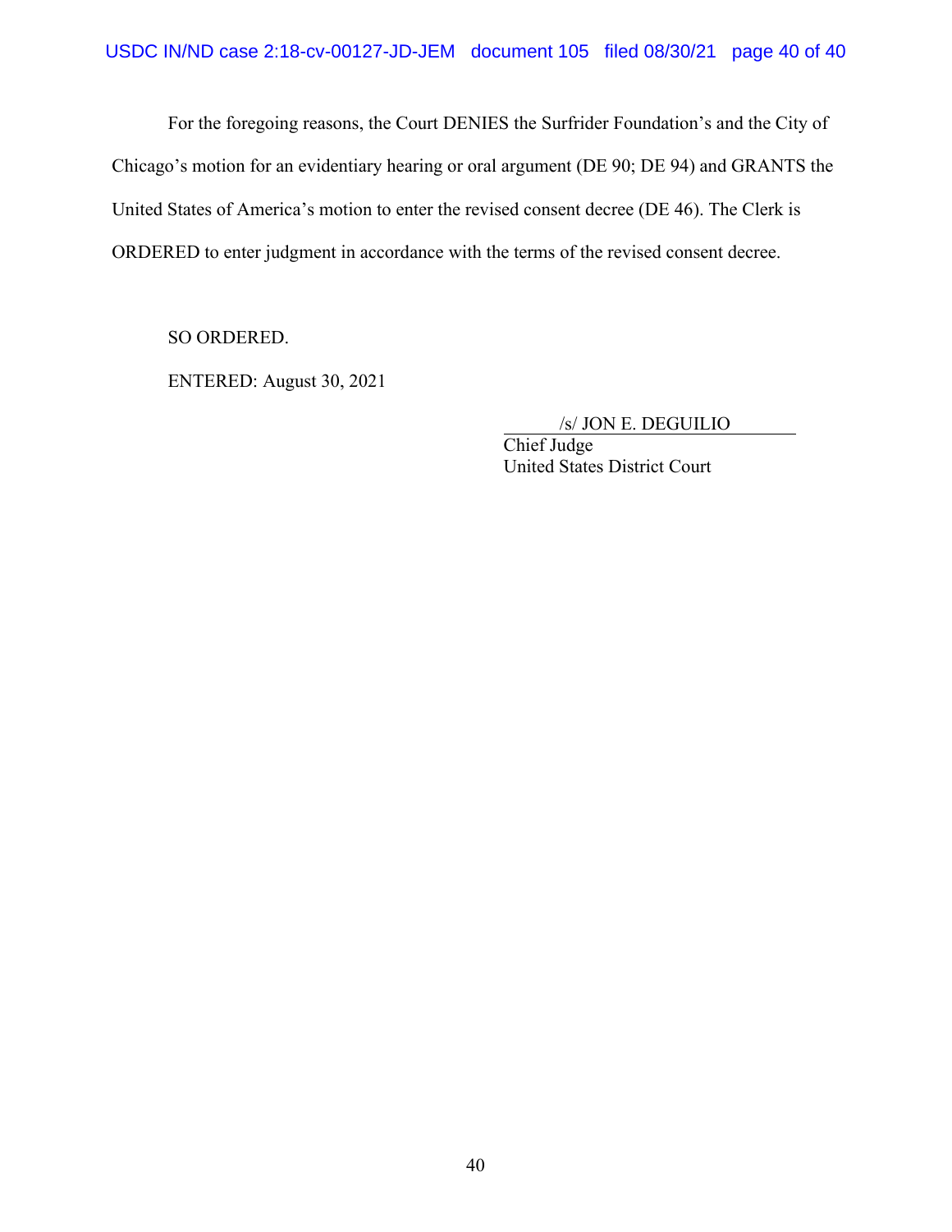For the foregoing reasons, the Court DENIES the Surfrider Foundation's and the City of Chicago's motion for an evidentiary hearing or oral argument (DE 90; DE 94) and GRANTS the United States of America's motion to enter the revised consent decree (DE 46). The Clerk is ORDERED to enter judgment in accordance with the terms of the revised consent decree.

SO ORDERED.

ENTERED: August 30, 2021

/s/ JON E. DEGUILIO
Chief Judge
United States District Court